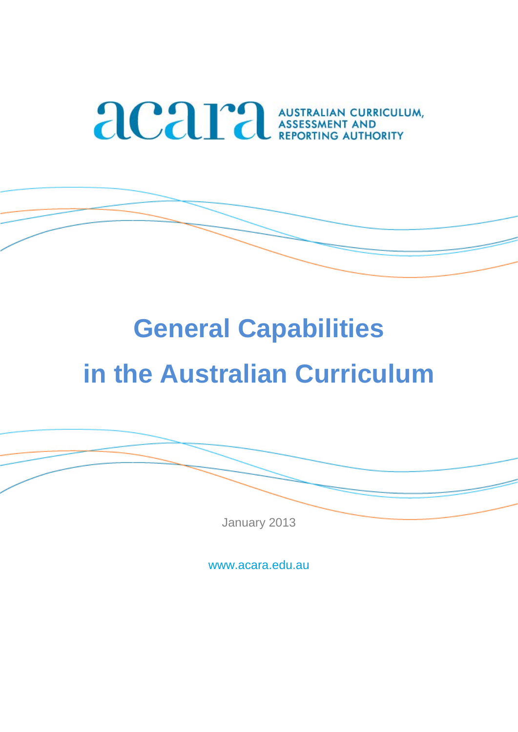acara AUSTRALIAN CURRICULUM, ASSESSMENT AND REPORTING AUTHORITY

# General Capabilities in the Australian Curriculum

January 2013

www.acara.edu.au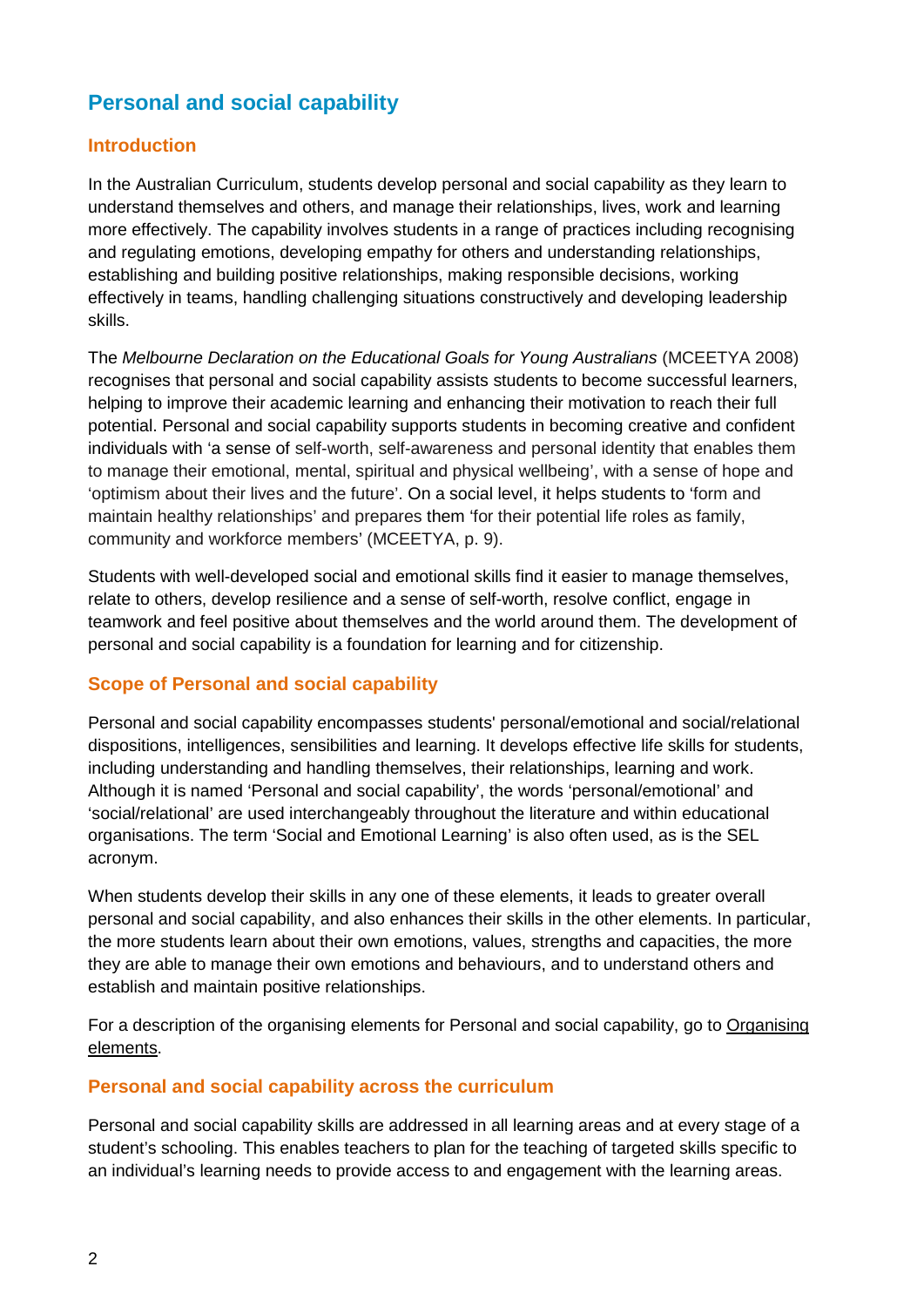# Personal and social capability

## Introduction

In the Australian Curriculum, students develop personal and social capability as they learn to understand themselves and others, and manage their relationships, lives, work and learning more effectively. The capability involves students in a range of practices including recognising and regulating emotions, developing empathy for others and understanding relationships, establishing and building positive relationships, making responsible decisions, working effectively in teams, handling challenging situations constructively and developing leadership skills.

The *Melbourne Declaration on the Educational Goals for Young Australians* (MCEETYA 2008) recognises that personal and social capability assists students to become successful learners, helping to improve their academic learning and enhancing their motivation to reach their full potential. Personal and social capability supports students in becoming creative and confident individuals with 'a sense of self-worth, self-awareness and personal identity that enables them to manage their emotional, mental, spiritual and physical wellbeing', with a sense of hope and 'optimism about their lives and the future'. On a social level, it helps students to 'form and maintain healthy relationships' and prepares them 'for their potential life roles as family, community and workforce members' (MCEETYA, p. 9).

Students with well-developed social and emotional skills find it easier to manage themselves, relate to others, develop resilience and a sense of self-worth, resolve conflict, engage in teamwork and feel positive about themselves and the world around them. The development of personal and social capability is a foundation for learning and for citizenship.

## Scope of Personal and social capability

Personal and social capability encompasses students' personal/emotional and social/relational dispositions, intelligences, sensibilities and learning. It develops effective life skills for students, including understanding and handling themselves, their relationships, learning and work. Although it is named 'Personal and social capability', the words 'personal/emotional' and 'social/relational' are used interchangeably throughout the literature and within educational organisations. The term 'Social and Emotional Learning' is also often used, as is the SEL acronym.

When students develop their skills in any one of these elements, it leads to greater overall personal and social capability, and also enhances their skills in the other elements. In particular, the more students learn about their own emotions, values, strengths and capacities, the more they are able to manage their own emotions and behaviours, and to understand others and establish and maintain positive relationships.

For a description of the organising elements for Personal and social capability, go to Organising elements.

## Personal and social capability across the curriculum

Personal and social capability skills are addressed in all learning areas and at every stage of a student's schooling. This enables teachers to plan for the teaching of targeted skills specific to an individual's learning needs to provide access to and engagement with the learning areas.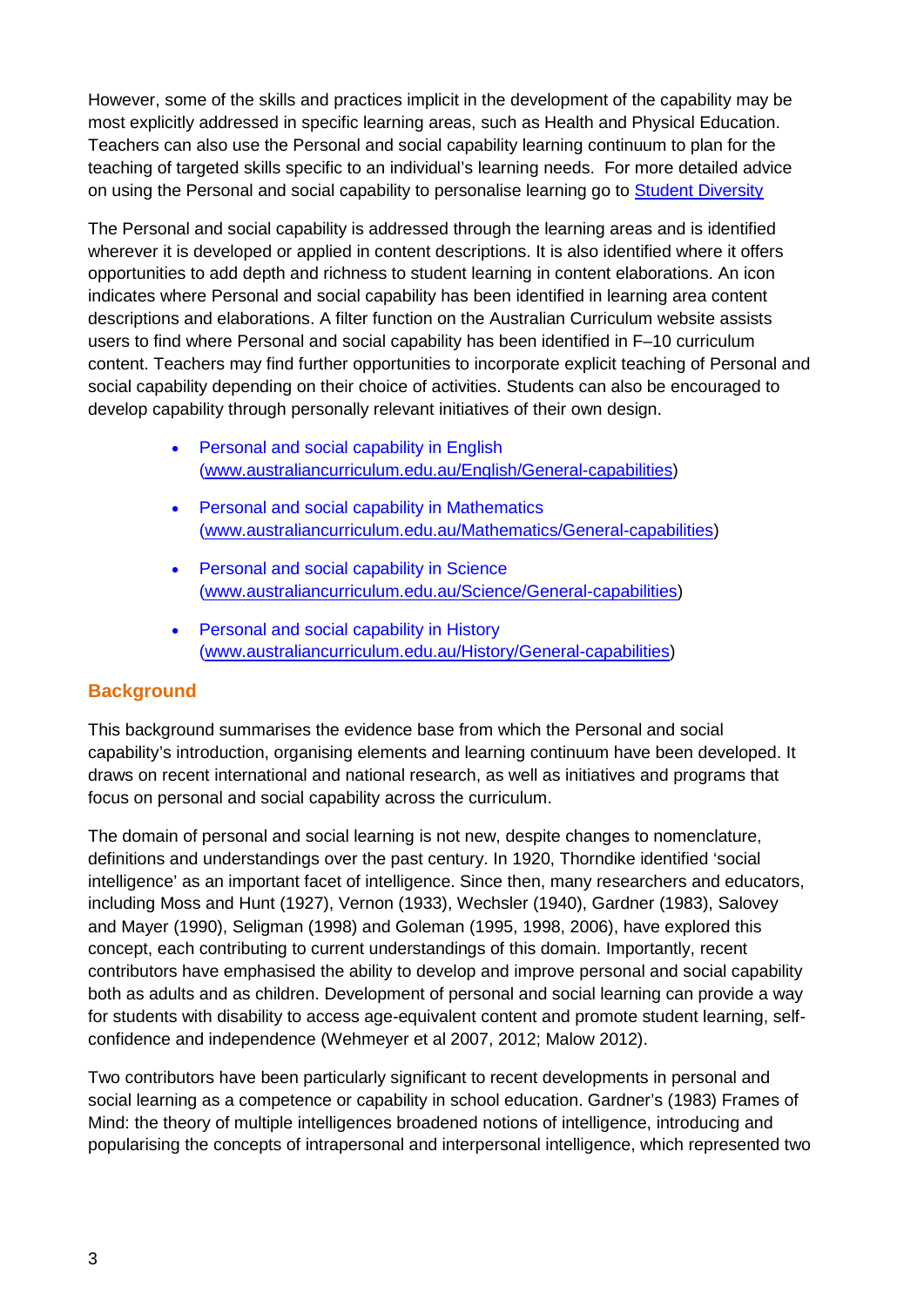However, some of the skills and practices implicit in the development of the capability may be most explicitly addressed in specific learning areas, such as Health and Physical Education. Teachers can also use the Personal and social capability learning continuum to plan for the teaching of targeted skills specific to an individual's learning needs. For more detailed advice on using the Personal and social capability to personalise learning go to [Student Diversity]

The Personal and social capability is addressed through the learning areas and is identified wherever it is developed or applied in content descriptions. It is also identified where it offers opportunities to add depth and richness to student learning in content elaborations. An icon indicates where Personal and social capability has been identified in learning area content descriptions and elaborations. A filter function on the Australian Curriculum website assists users to find where Personal and social capability has been identified in F–10 curriculum content. Teachers may find further opportunities to incorporate explicit teaching of Personal and social capability depending on their choice of activities. Students can also be encouraged to develop capability through personally relevant initiatives of their own design.

- Personal and social capability in English (www.australiancurriculum.edu.au/English/General-capabilities)
- Personal and social capability in Mathematics (www.australiancurriculum.edu.au/Mathematics/General-capabilities)
- Personal and social capability in Science (www.australiancurriculum.edu.au/Science/General-capabilities)
- Personal and social capability in History (www.australiancurriculum.edu.au/History/General-capabilities)

## Background

This background summarises the evidence base from which the Personal and social capability's introduction, organising elements and learning continuum have been developed. It draws on recent international and national research, as well as initiatives and programs that focus on personal and social capability across the curriculum.

The domain of personal and social learning is not new, despite changes to nomenclature, definitions and understandings over the past century. In 1920, Thorndike identified 'social intelligence' as an important facet of intelligence. Since then, many researchers and educators, including Moss and Hunt (1927), Vernon (1933), Wechsler (1940), Gardner (1983), Salovey and Mayer (1990), Seligman (1998) and Goleman (1995, 1998, 2006), have explored this concept, each contributing to current understandings of this domain. Importantly, recent contributors have emphasised the ability to develop and improve personal and social capability both as adults and as children. Development of personal and social learning can provide a way for students with disability to access age-equivalent content and promote student learning, self-confidence and independence (Wehmeyer et al 2007, 2012; Malow 2012).

Two contributors have been particularly significant to recent developments in personal and social learning as a competence or capability in school education. Gardner's (1983) Frames of Mind: the theory of multiple intelligences broadened notions of intelligence, introducing and popularising the concepts of intrapersonal and interpersonal intelligence, which represented two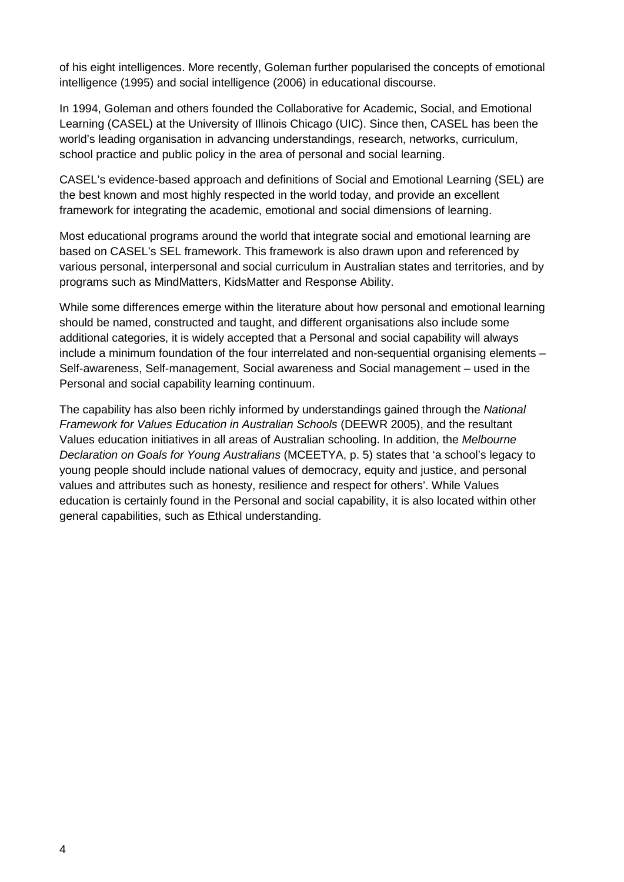of his eight intelligences. More recently, Goleman further popularised the concepts of emotional intelligence (1995) and social intelligence (2006) in educational discourse.

In 1994, Goleman and others founded the Collaborative for Academic, Social, and Emotional Learning (CASEL) at the University of Illinois Chicago (UIC). Since then, CASEL has been the world's leading organisation in advancing understandings, research, networks, curriculum, school practice and public policy in the area of personal and social learning.

CASEL's evidence-based approach and definitions of Social and Emotional Learning (SEL) are the best known and most highly respected in the world today, and provide an excellent framework for integrating the academic, emotional and social dimensions of learning.

Most educational programs around the world that integrate social and emotional learning are based on CASEL's SEL framework. This framework is also drawn upon and referenced by various personal, interpersonal and social curriculum in Australian states and territories, and by programs such as MindMatters, KidsMatter and Response Ability.

While some differences emerge within the literature about how personal and emotional learning should be named, constructed and taught, and different organisations also include some additional categories, it is widely accepted that a Personal and social capability will always include a minimum foundation of the four interrelated and non-sequential organising elements – Self-awareness, Self-management, Social awareness and Social management – used in the Personal and social capability learning continuum.

The capability has also been richly informed by understandings gained through the *National Framework for Values Education in Australian Schools* (DEEWR 2005), and the resultant Values education initiatives in all areas of Australian schooling. In addition, the *Melbourne Declaration on Goals for Young Australians* (MCEETYA, p. 5) states that 'a school's legacy to young people should include national values of democracy, equity and justice, and personal values and attributes such as honesty, resilience and respect for others'. While Values education is certainly found in the Personal and social capability, it is also located within other general capabilities, such as Ethical understanding.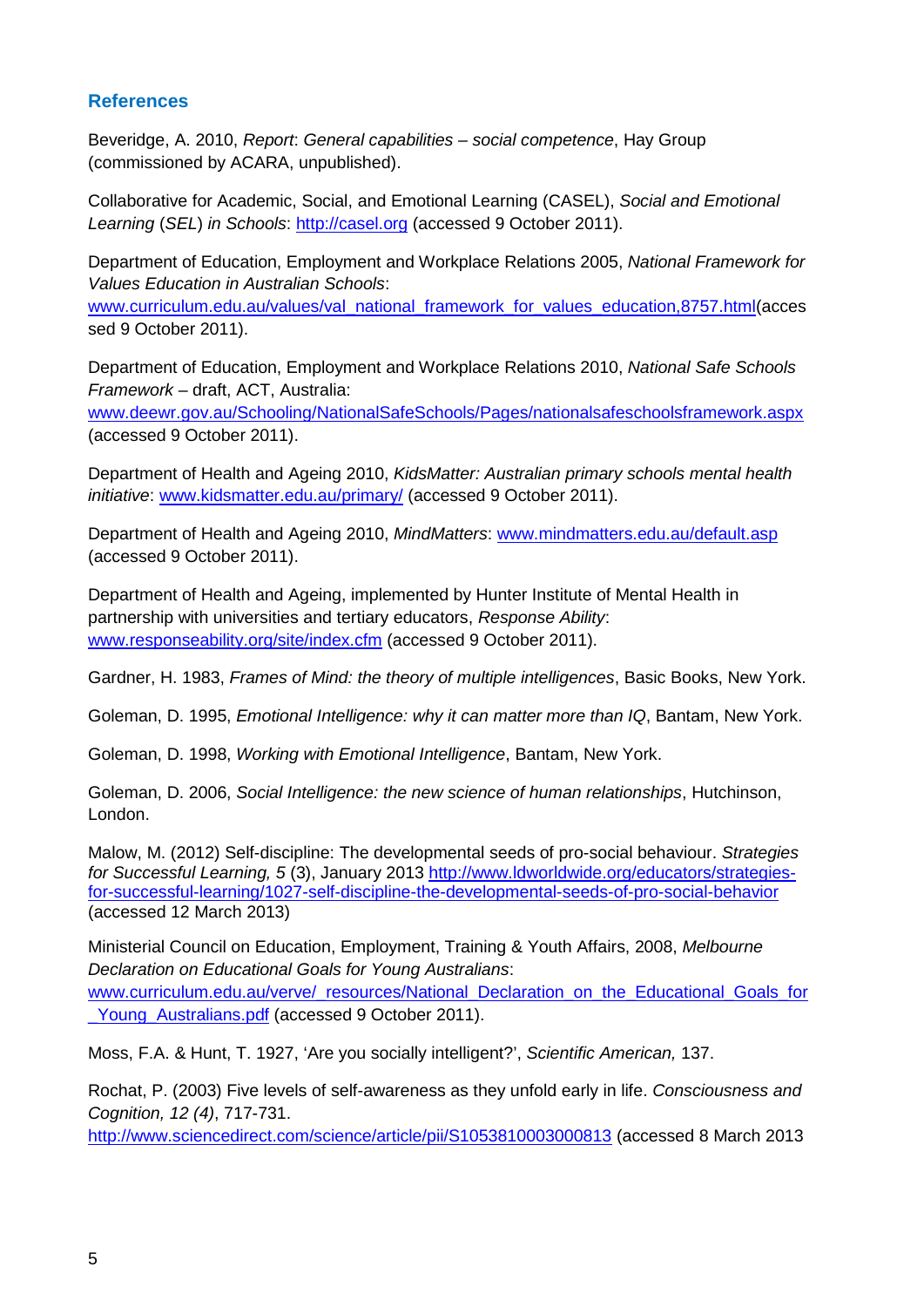## References

Beveridge, A. 2010, *Report*: *General capabilities – social competence*, Hay Group (commissioned by ACARA, unpublished).

Collaborative for Academic, Social, and Emotional Learning (CASEL), *Social and Emotional Learning* (*SEL*) *in Schools*: http://casel.org (accessed 9 October 2011).

Department of Education, Employment and Workplace Relations 2005, *National Framework for Values Education in Australian Schools*: www.curriculum.edu.au/values/val_national_framework_for_values_education,8757.html(accessed 9 October 2011).

Department of Education, Employment and Workplace Relations 2010, *National Safe Schools Framework* – draft, ACT, Australia: www.deewr.gov.au/Schooling/NationalSafeSchools/Pages/nationalsafeschoolsframework.aspx (accessed 9 October 2011).

Department of Health and Ageing 2010, *KidsMatter: Australian primary schools mental health initiative*: www.kidsmatter.edu.au/primary/ (accessed 9 October 2011).

Department of Health and Ageing 2010, *MindMatters*: www.mindmatters.edu.au/default.asp (accessed 9 October 2011).

Department of Health and Ageing, implemented by Hunter Institute of Mental Health in partnership with universities and tertiary educators, *Response Ability*: www.responseability.org/site/index.cfm (accessed 9 October 2011).

Gardner, H. 1983, *Frames of Mind: the theory of multiple intelligences*, Basic Books, New York.

Goleman, D. 1995, *Emotional Intelligence: why it can matter more than IQ*, Bantam, New York.

Goleman, D. 1998, *Working with Emotional Intelligence*, Bantam, New York.

Goleman, D. 2006, *Social Intelligence: the new science of human relationships*, Hutchinson, London.

Malow, M. (2012) Self-discipline: The developmental seeds of pro-social behaviour. *Strategies for Successful Learning, 5* (3), January 2013 http://www.ldworldwide.org/educators/strategies-for-successful-learning/1027-self-discipline-the-developmental-seeds-of-pro-social-behavior (accessed 12 March 2013)

Ministerial Council on Education, Employment, Training & Youth Affairs, 2008, *Melbourne Declaration on Educational Goals for Young Australians*: www.curriculum.edu.au/verve/_resources/National_Declaration_on_the_Educational_Goals_for_Young_Australians.pdf (accessed 9 October 2011).

Moss, F.A. & Hunt, T. 1927, 'Are you socially intelligent?', *Scientific American,* 137.

Rochat, P. (2003) Five levels of self-awareness as they unfold early in life. *Consciousness and Cognition, 12 (4)*, 717-731. http://www.sciencedirect.com/science/article/pii/S1053810003000813 (accessed 8 March 2013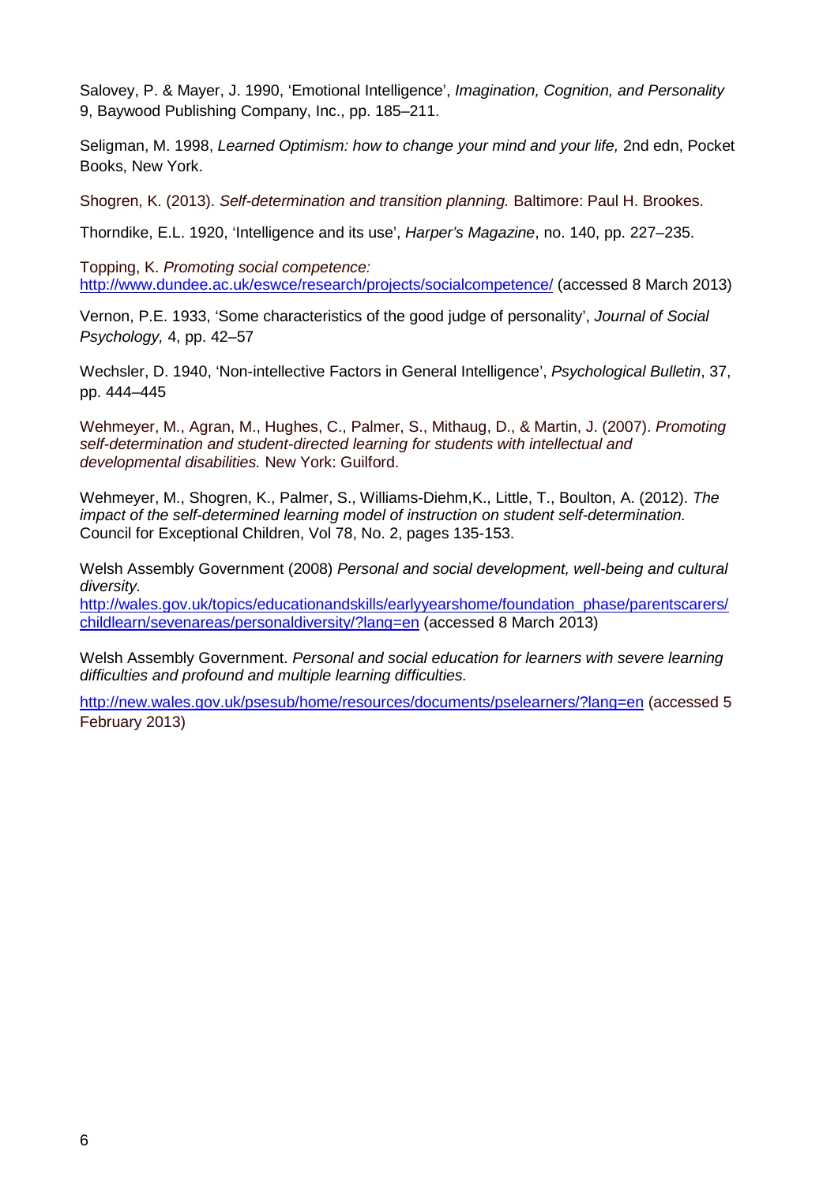Salovey, P. & Mayer, J. 1990, 'Emotional Intelligence', *Imagination, Cognition, and Personality* 9, Baywood Publishing Company, Inc., pp. 185–211.

Seligman, M. 1998, *Learned Optimism: how to change your mind and your life,* 2nd edn, Pocket Books, New York.

Shogren, K. (2013). *Self-determination and transition planning.* Baltimore: Paul H. Brookes.

Thorndike, E.L. 1920, 'Intelligence and its use', *Harper's Magazine*, no. 140, pp. 227–235.

Topping, K. *Promoting social competence:* http://www.dundee.ac.uk/eswce/research/projects/socialcompetence/ (accessed 8 March 2013)

Vernon, P.E. 1933, 'Some characteristics of the good judge of personality', *Journal of Social Psychology,* 4, pp. 42–57

Wechsler, D. 1940, 'Non-intellective Factors in General Intelligence', *Psychological Bulletin*, 37, pp. 444–445

Wehmeyer, M., Agran, M., Hughes, C., Palmer, S., Mithaug, D., & Martin, J. (2007). *Promoting self-determination and student-directed learning for students with intellectual and developmental disabilities.* New York: Guilford.

Wehmeyer, M., Shogren, K., Palmer, S., Williams-Diehm,K., Little, T., Boulton, A. (2012). *The impact of the self-determined learning model of instruction on student self-determination.* Council for Exceptional Children, Vol 78, No. 2, pages 135-153.

Welsh Assembly Government (2008) *Personal and social development, well-being and cultural diversity.* http://wales.gov.uk/topics/educationandskills/earlyyearshome/foundation_phase/parentscarers/childlearn/sevenareas/personaldiversity/?lang=en (accessed 8 March 2013)

Welsh Assembly Government. *Personal and social education for learners with severe learning difficulties and profound and multiple learning difficulties.*

http://new.wales.gov.uk/psesub/home/resources/documents/pselearners/?lang=en (accessed 5 February 2013)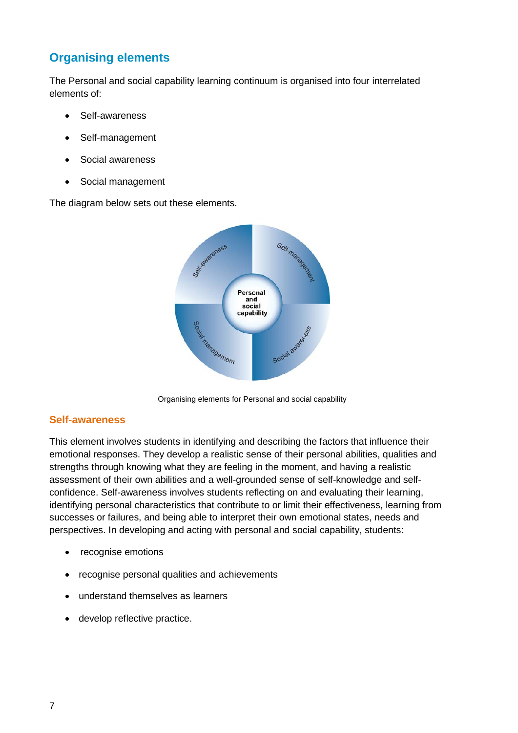## Organising elements

The Personal and social capability learning continuum is organised into four interrelated elements of:

- Self-awareness
- Self-management
- Social awareness
- Social management

The diagram below sets out these elements.

Organising elements for Personal and social capability

### Self-awareness

This element involves students in identifying and describing the factors that influence their emotional responses. They develop a realistic sense of their personal abilities, qualities and strengths through knowing what they are feeling in the moment, and having a realistic assessment of their own abilities and a well-grounded sense of self-knowledge and self-confidence. Self-awareness involves students reflecting on and evaluating their learning, identifying personal characteristics that contribute to or limit their effectiveness, learning from successes or failures, and being able to interpret their own emotional states, needs and perspectives. In developing and acting with personal and social capability, students:

- recognise emotions
- recognise personal qualities and achievements
- understand themselves as learners
- develop reflective practice.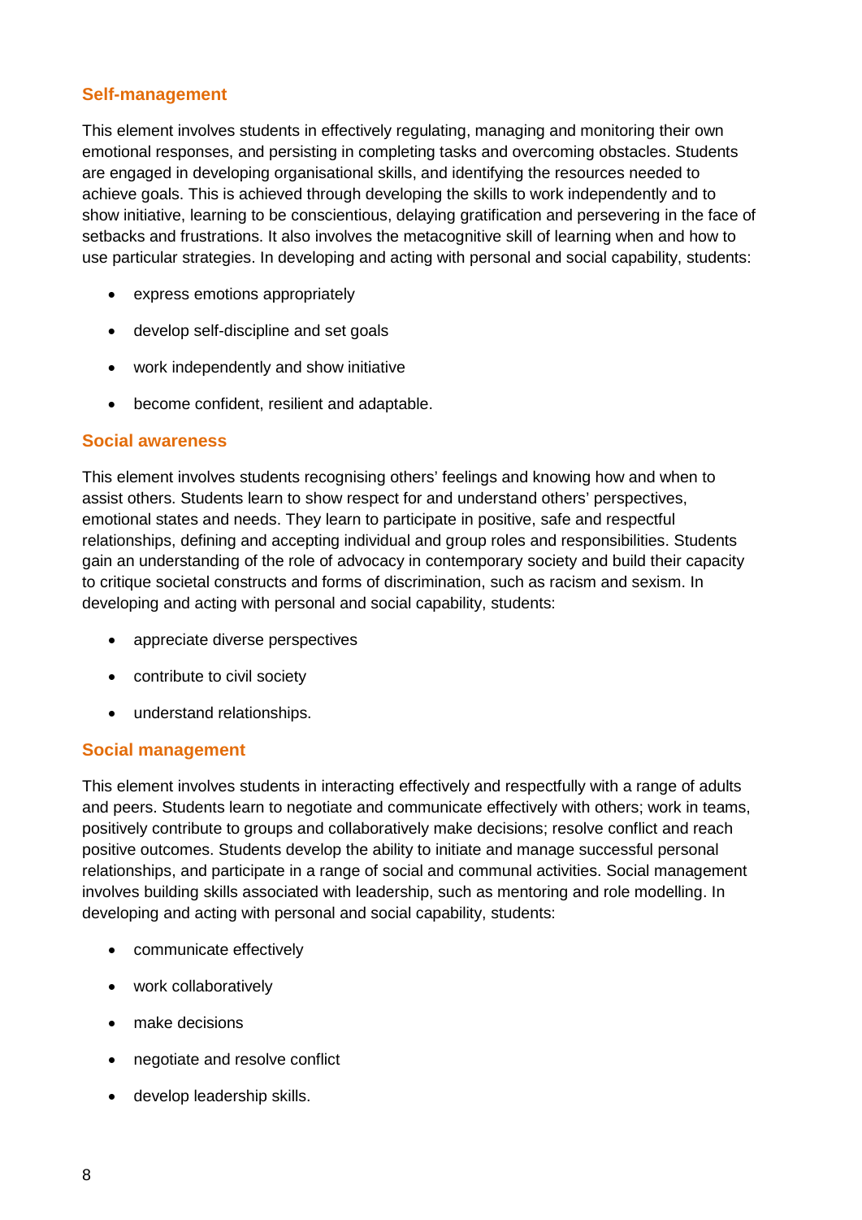### Self-management

This element involves students in effectively regulating, managing and monitoring their own emotional responses, and persisting in completing tasks and overcoming obstacles. Students are engaged in developing organisational skills, and identifying the resources needed to achieve goals. This is achieved through developing the skills to work independently and to show initiative, learning to be conscientious, delaying gratification and persevering in the face of setbacks and frustrations. It also involves the metacognitive skill of learning when and how to use particular strategies. In developing and acting with personal and social capability, students:

- express emotions appropriately
- develop self-discipline and set goals
- work independently and show initiative
- become confident, resilient and adaptable.

### Social awareness

This element involves students recognising others' feelings and knowing how and when to assist others. Students learn to show respect for and understand others' perspectives, emotional states and needs. They learn to participate in positive, safe and respectful relationships, defining and accepting individual and group roles and responsibilities. Students gain an understanding of the role of advocacy in contemporary society and build their capacity to critique societal constructs and forms of discrimination, such as racism and sexism. In developing and acting with personal and social capability, students:

- appreciate diverse perspectives
- contribute to civil society
- understand relationships.

### Social management

This element involves students in interacting effectively and respectfully with a range of adults and peers. Students learn to negotiate and communicate effectively with others; work in teams, positively contribute to groups and collaboratively make decisions; resolve conflict and reach positive outcomes. Students develop the ability to initiate and manage successful personal relationships, and participate in a range of social and communal activities. Social management involves building skills associated with leadership, such as mentoring and role modelling. In developing and acting with personal and social capability, students:

- communicate effectively
- work collaboratively
- make decisions
- negotiate and resolve conflict
- develop leadership skills.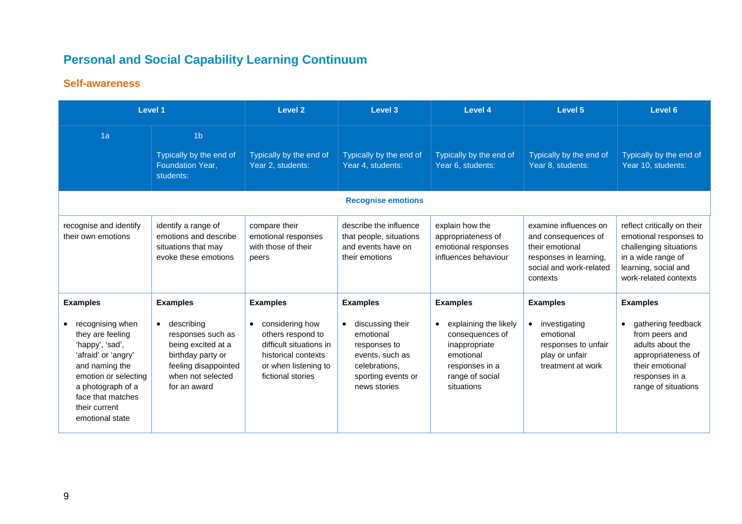# Personal and Social Capability Learning Continuum

## Self-awareness

| Level 1 | | Level 2 | Level 3 | Level 4 | Level 5 | Level 6 |
|---|---|---|---|---|---|---|
| 1a | 1b<br><br>Typically by the end of Foundation Year, students: | Typically by the end of Year 2, students: | Typically by the end of Year 4, students: | Typically by the end of Year 6, students: | Typically by the end of Year 8, students: | Typically by the end of Year 10, students: |
| **Recognise emotions** | | | | | | |
| recognise and identify their own emotions | identify a range of emotions and describe situations that may evoke these emotions | compare their emotional responses with those of their peers | describe the influence that people, situations and events have on their emotions | explain how the appropriateness of emotional responses influences behaviour | examine influences on and consequences of their emotional responses in learning, social and work-related contexts | reflect critically on their emotional responses to challenging situations in a wide range of learning, social and work-related contexts |
| **Examples**<br><br>• recognising when they are feeling 'happy', 'sad', 'afraid' or 'angry' and naming the emotion or selecting a photograph of a face that matches their current emotional state | **Examples**<br><br>• describing responses such as being excited at a birthday party or feeling disappointed when not selected for an award | **Examples**<br><br>• considering how others respond to difficult situations in historical contexts or when listening to fictional stories | **Examples**<br><br>• discussing their emotional responses to events, such as celebrations, sporting events or news stories | **Examples**<br><br>• explaining the likely consequences of inappropriate emotional responses in a range of social situations | **Examples**<br><br>• investigating emotional responses to unfair play or unfair treatment at work | **Examples**<br><br>• gathering feedback from peers and adults about the appropriateness of their emotional responses in a range of situations |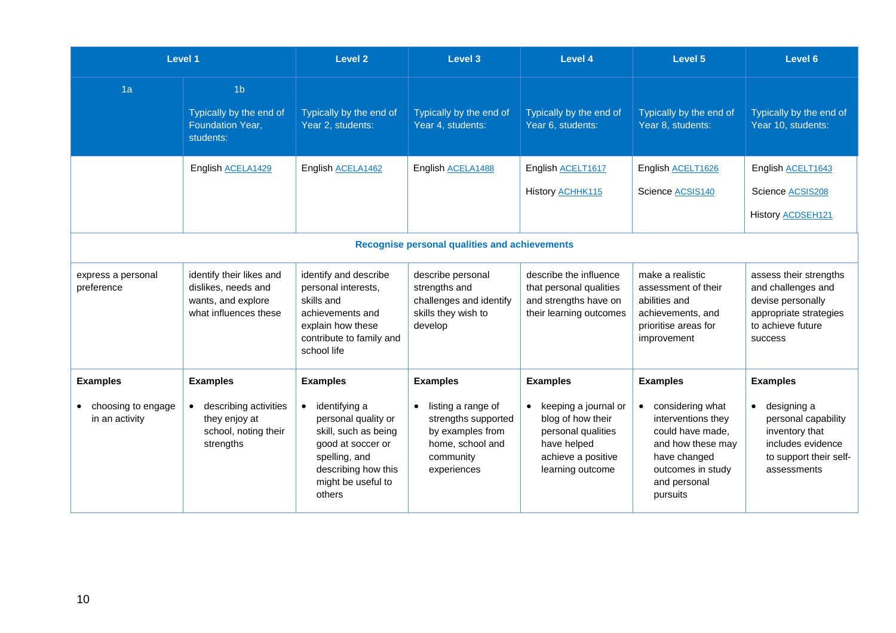| Level 1 | | Level 2 | Level 3 | Level 4 | Level 5 | Level 6 |
|---|---|---|---|---|---|---|
| 1a | 1b<br><br>Typically by the end of Foundation Year, students: | Typically by the end of Year 2, students: | Typically by the end of Year 4, students: | Typically by the end of Year 6, students: | Typically by the end of Year 8, students: | Typically by the end of Year 10, students: |
| | English ACELA1429 | English ACELA1462 | English ACELA1488 | English ACELT1617<br><br>History ACHHK115 | English ACELT1626<br><br>Science ACSIS140 | English ACELT1643<br><br>Science ACSIS208<br><br>History ACDSEH121 |
| **Recognise personal qualities and achievements** | | | | | | |
| express a personal preference | identify their likes and dislikes, needs and wants, and explore what influences these | identify and describe personal interests, skills and achievements and explain how these contribute to family and school life | describe personal strengths and challenges and identify skills they wish to develop | describe the influence that personal qualities and strengths have on their learning outcomes | make a realistic assessment of their abilities and achievements, and prioritise areas for improvement | assess their strengths and challenges and devise personally appropriate strategies to achieve future success |
| **Examples**<br><br>• choosing to engage in an activity | **Examples**<br><br>• describing activities they enjoy at school, noting their strengths | **Examples**<br><br>• identifying a personal quality or skill, such as being good at soccer or spelling, and describing how this might be useful to others | **Examples**<br><br>• listing a range of strengths supported by examples from home, school and community experiences | **Examples**<br><br>• keeping a journal or blog of how their personal qualities have helped achieve a positive learning outcome | **Examples**<br><br>• considering what interventions they could have made, and how these may have changed outcomes in study and personal pursuits | **Examples**<br><br>• designing a personal capability inventory that includes evidence to support their self-assessments |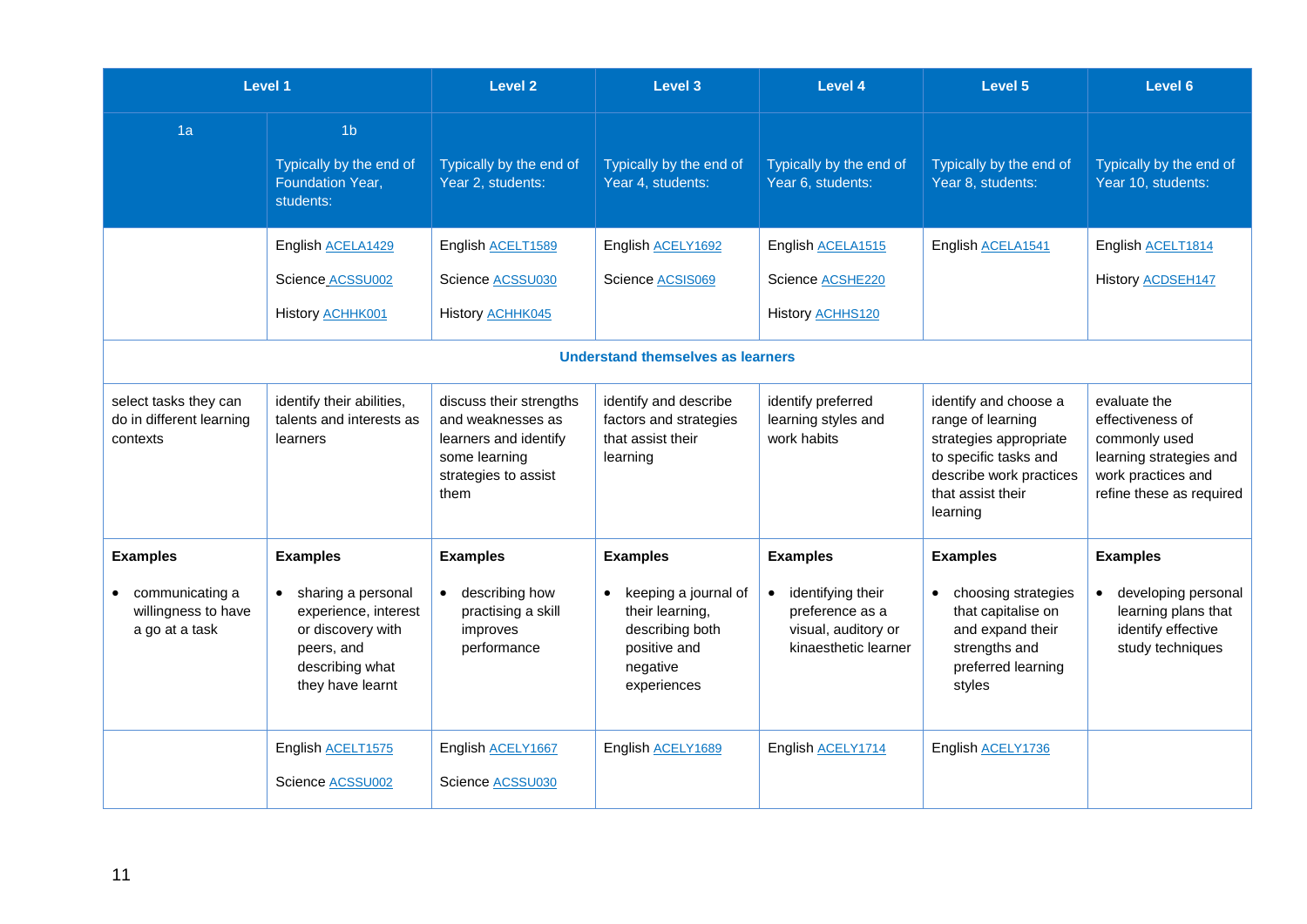| Level 1 | | Level 2 | Level 3 | Level 4 | Level 5 | Level 6 |
|---|---|---|---|---|---|---|
| 1a | 1b<br><br>Typically by the end of Foundation Year, students: | Typically by the end of Year 2, students: | Typically by the end of Year 4, students: | Typically by the end of Year 6, students: | Typically by the end of Year 8, students: | Typically by the end of Year 10, students: |
| | English ACELA1429<br><br>Science ACSSU002<br><br>History ACHHK001 | English ACELT1589<br><br>Science ACSSU030<br><br>History ACHHK045 | English ACELY1692<br><br>Science ACSIS069 | English ACELA1515<br><br>Science ACSHE220<br><br>History ACHHS120 | English ACELA1541 | English ACELT1814<br><br>History ACDSEH147 |
| **Understand themselves as learners** | | | | | | |
| select tasks they can do in different learning contexts | identify their abilities, talents and interests as learners | discuss their strengths and weaknesses as learners and identify some learning strategies to assist them | identify and describe factors and strategies that assist their learning | identify preferred learning styles and work habits | identify and choose a range of learning strategies appropriate to specific tasks and describe work practices that assist their learning | evaluate the effectiveness of commonly used learning strategies and work practices and refine these as required |
| **Examples**<br><br>• communicating a willingness to have a go at a task | **Examples**<br><br>• sharing a personal experience, interest or discovery with peers, and describing what they have learnt | **Examples**<br><br>• describing how practising a skill improves performance | **Examples**<br><br>• keeping a journal of their learning, describing both positive and negative experiences | **Examples**<br><br>• identifying their preference as a visual, auditory or kinaesthetic learner | **Examples**<br><br>• choosing strategies that capitalise on and expand their strengths and preferred learning styles | **Examples**<br><br>• developing personal learning plans that identify effective study techniques |
| | English ACELT1575<br><br>Science ACSSU002 | English ACELY1667<br><br>Science ACSSU030 | English ACELY1689 | English ACELY1714 | English ACELY1736 | |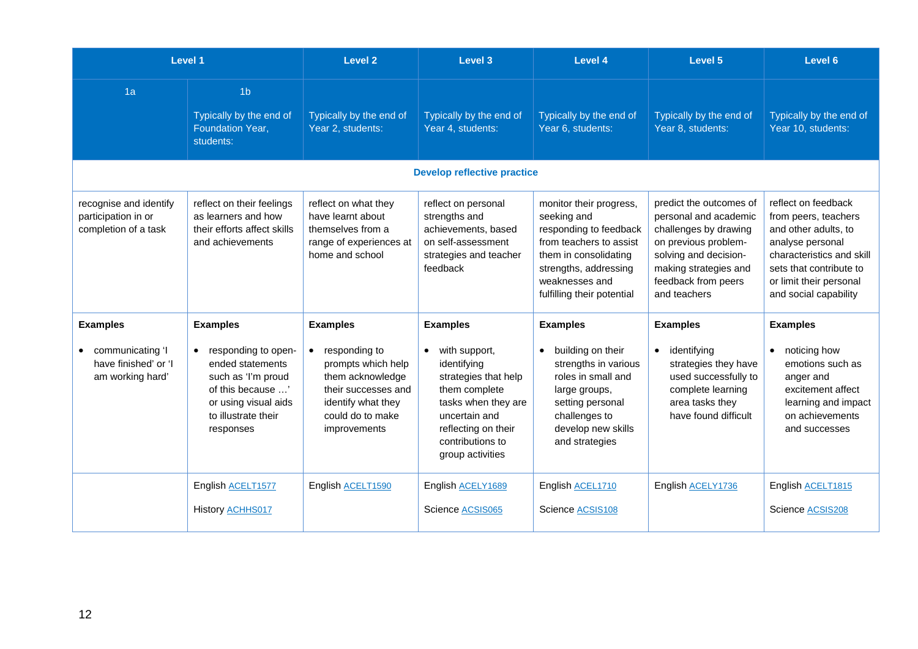| Level 1 | | Level 2 | Level 3 | Level 4 | Level 5 | Level 6 |
|---|---|---|---|---|---|---|
| 1a | 1b<br><br>Typically by the end of Foundation Year, students: | Typically by the end of Year 2, students: | Typically by the end of Year 4, students: | Typically by the end of Year 6, students: | Typically by the end of Year 8, students: | Typically by the end of Year 10, students: |
| **Develop reflective practice** | | | | | | |
| recognise and identify participation in or completion of a task | reflect on their feelings as learners and how their efforts affect skills and achievements | reflect on what they have learnt about themselves from a range of experiences at home and school | reflect on personal strengths and achievements, based on self-assessment strategies and teacher feedback | monitor their progress, seeking and responding to feedback from teachers to assist them in consolidating strengths, addressing weaknesses and fulfilling their potential | predict the outcomes of personal and academic challenges by drawing on previous problem-solving and decision-making strategies and feedback from peers and teachers | reflect on feedback from peers, teachers and other adults, to analyse personal characteristics and skill sets that contribute to or limit their personal and social capability |
| **Examples**<br><br>• communicating 'I have finished' or 'I am working hard' | **Examples**<br><br>• responding to open-ended statements such as 'I'm proud of this because …' or using visual aids to illustrate their responses | **Examples**<br><br>• responding to prompts which help them acknowledge their successes and identify what they could do to make improvements | **Examples**<br><br>• with support, identifying strategies that help them complete tasks when they are uncertain and reflecting on their contributions to group activities | **Examples**<br><br>• building on their strengths in various roles in small and large groups, setting personal challenges to develop new skills and strategies | **Examples**<br><br>• identifying strategies they have used successfully to complete learning area tasks they have found difficult | **Examples**<br><br>• noticing how emotions such as anger and excitement affect learning and impact on achievements and successes |
| | English ACELT1577<br><br>History ACHHS017 | English ACELT1590 | English ACELY1689<br><br>Science ACSIS065 | English ACEL1710<br><br>Science ACSIS108 | English ACELY1736 | English ACELT1815<br><br>Science ACSIS208 |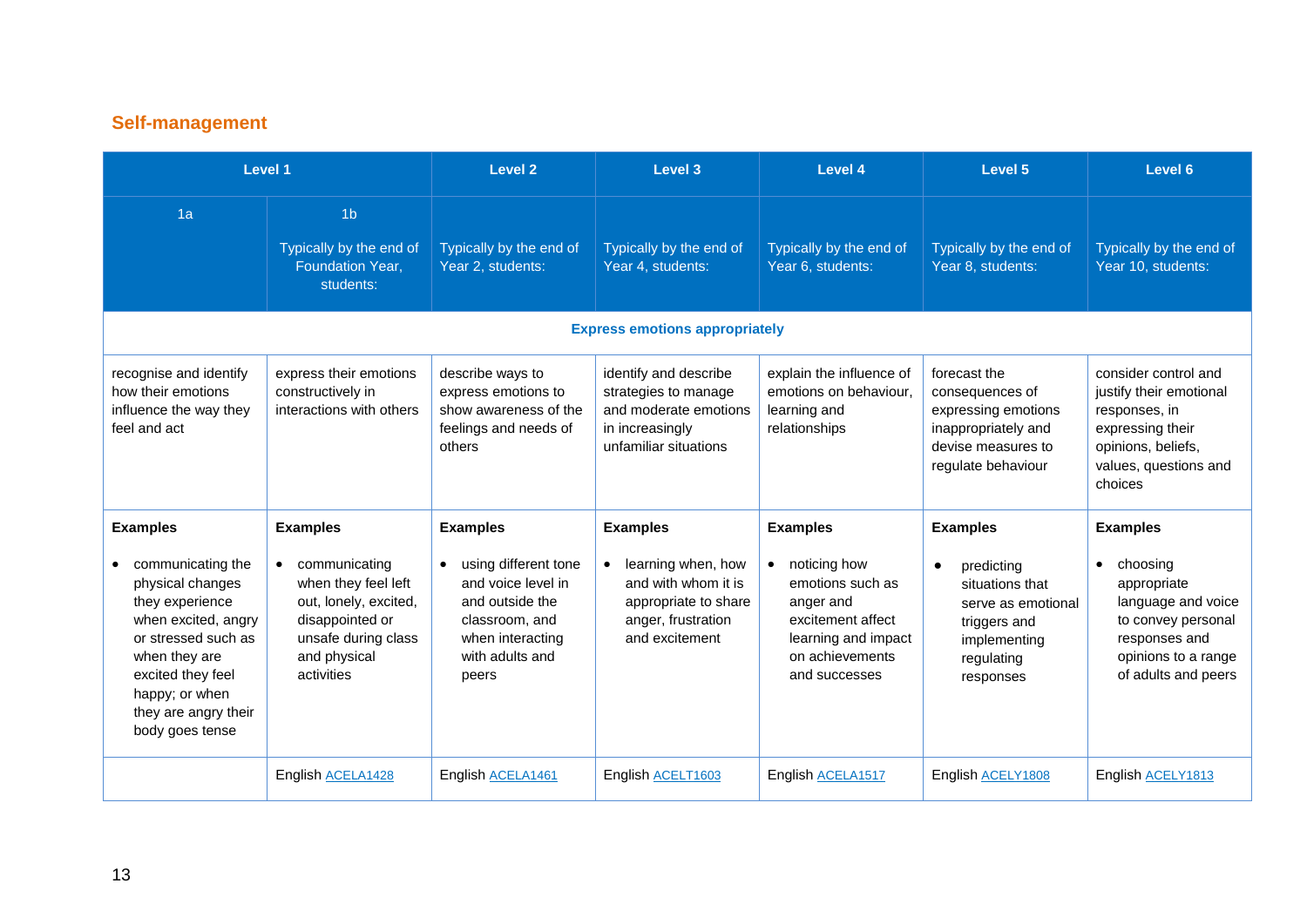## Self-management

| Level 1 | | Level 2 | Level 3 | Level 4 | Level 5 | Level 6 |
|---|---|---|---|---|---|---|
| 1a | 1b<br><br>Typically by the end of Foundation Year, students: | Typically by the end of Year 2, students: | Typically by the end of Year 4, students: | Typically by the end of Year 6, students: | Typically by the end of Year 8, students: | Typically by the end of Year 10, students: |
| **Express emotions appropriately** | | | | | | |
| recognise and identify how their emotions influence the way they feel and act | express their emotions constructively in interactions with others | describe ways to express emotions to show awareness of the feelings and needs of others | identify and describe strategies to manage and moderate emotions in increasingly unfamiliar situations | explain the influence of emotions on behaviour, learning and relationships | forecast the consequences of expressing emotions inappropriately and devise measures to regulate behaviour | consider control and justify their emotional responses, in expressing their opinions, beliefs, values, questions and choices |
| **Examples**<br><br>• communicating the physical changes they experience when excited, angry or stressed such as when they are excited they feel happy; or when they are angry their body goes tense | **Examples**<br><br>• communicating when they feel left out, lonely, excited, disappointed or unsafe during class and physical activities | **Examples**<br><br>• using different tone and voice level in and outside the classroom, and when interacting with adults and peers | **Examples**<br><br>• learning when, how and with whom it is appropriate to share anger, frustration and excitement | **Examples**<br><br>• noticing how emotions such as anger and excitement affect learning and impact on achievements and successes | **Examples**<br><br>• predicting situations that serve as emotional triggers and implementing regulating responses | **Examples**<br><br>• choosing appropriate language and voice to convey personal responses and opinions to a range of adults and peers |
| | English ACELA1428 | English ACELA1461 | English ACELT1603 | English ACELA1517 | English ACELY1808 | English ACELY1813 |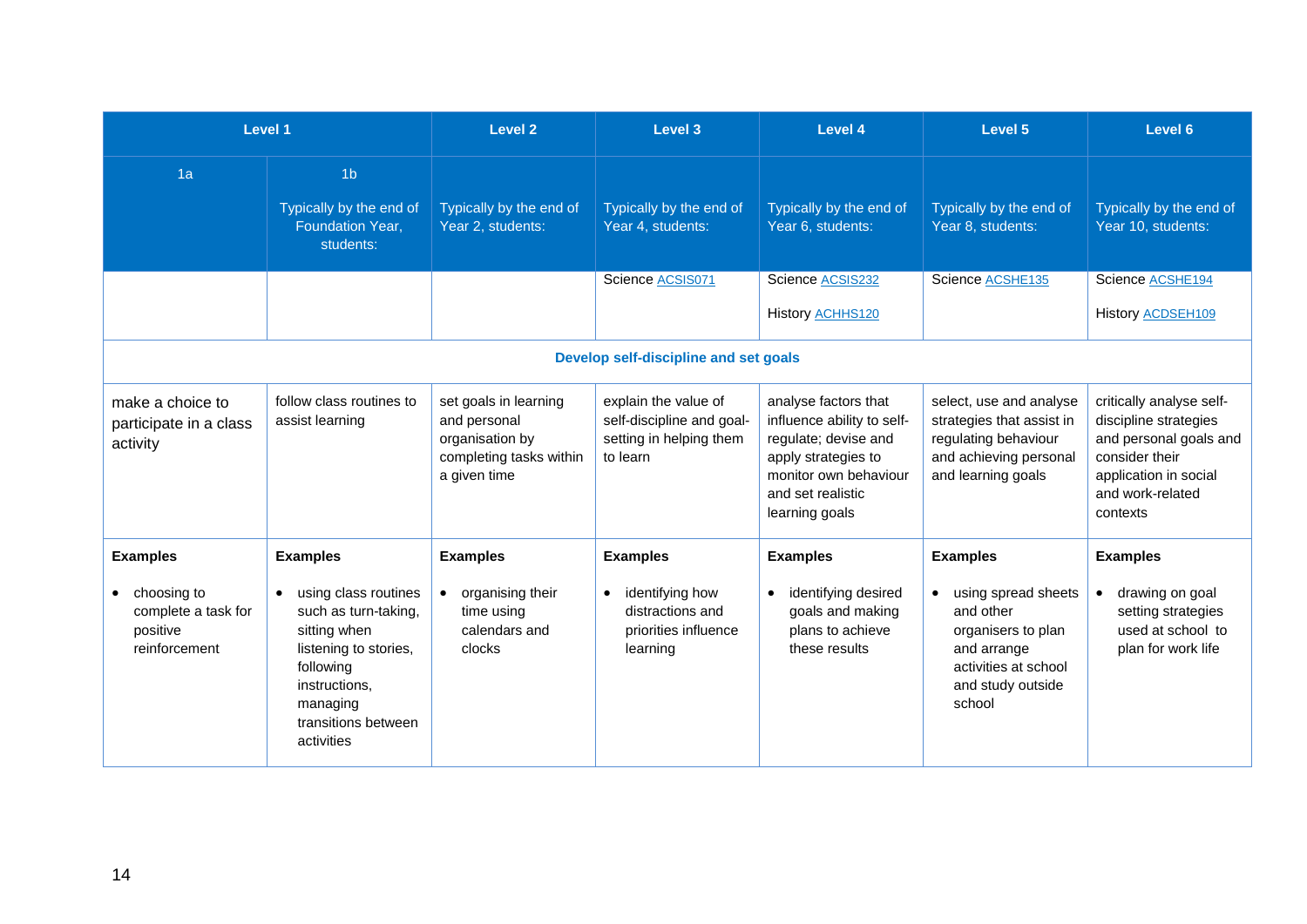| Level 1 | | Level 2 | Level 3 | Level 4 | Level 5 | Level 6 |
|---|---|---|---|---|---|---|
| 1a | 1b<br><br>Typically by the end of Foundation Year, students: | Typically by the end of Year 2, students: | Typically by the end of Year 4, students: | Typically by the end of Year 6, students: | Typically by the end of Year 8, students: | Typically by the end of Year 10, students: |
| | | | Science ACSIS071 | Science ACSIS232<br><br>History ACHHS120 | Science ACSHE135 | Science ACSHE194<br><br>History ACDSEH109 |
| **Develop self-discipline and set goals** | | | | | | |
| make a choice to participate in a class activity | follow class routines to assist learning | set goals in learning and personal organisation by completing tasks within a given time | explain the value of self-discipline and goal-setting in helping them to learn | analyse factors that influence ability to self-regulate; devise and apply strategies to monitor own behaviour and set realistic learning goals | select, use and analyse strategies that assist in regulating behaviour and achieving personal and learning goals | critically analyse self-discipline strategies and personal goals and consider their application in social and work-related contexts |
| **Examples**<br><br>• choosing to complete a task for positive reinforcement | **Examples**<br><br>• using class routines such as turn-taking, sitting when listening to stories, following instructions, managing transitions between activities | **Examples**<br><br>• organising their time using calendars and clocks | **Examples**<br><br>• identifying how distractions and priorities influence learning | **Examples**<br><br>• identifying desired goals and making plans to achieve these results | **Examples**<br><br>• using spread sheets and other organisers to plan and arrange activities at school and study outside school | **Examples**<br><br>• drawing on goal setting strategies used at school to plan for work life |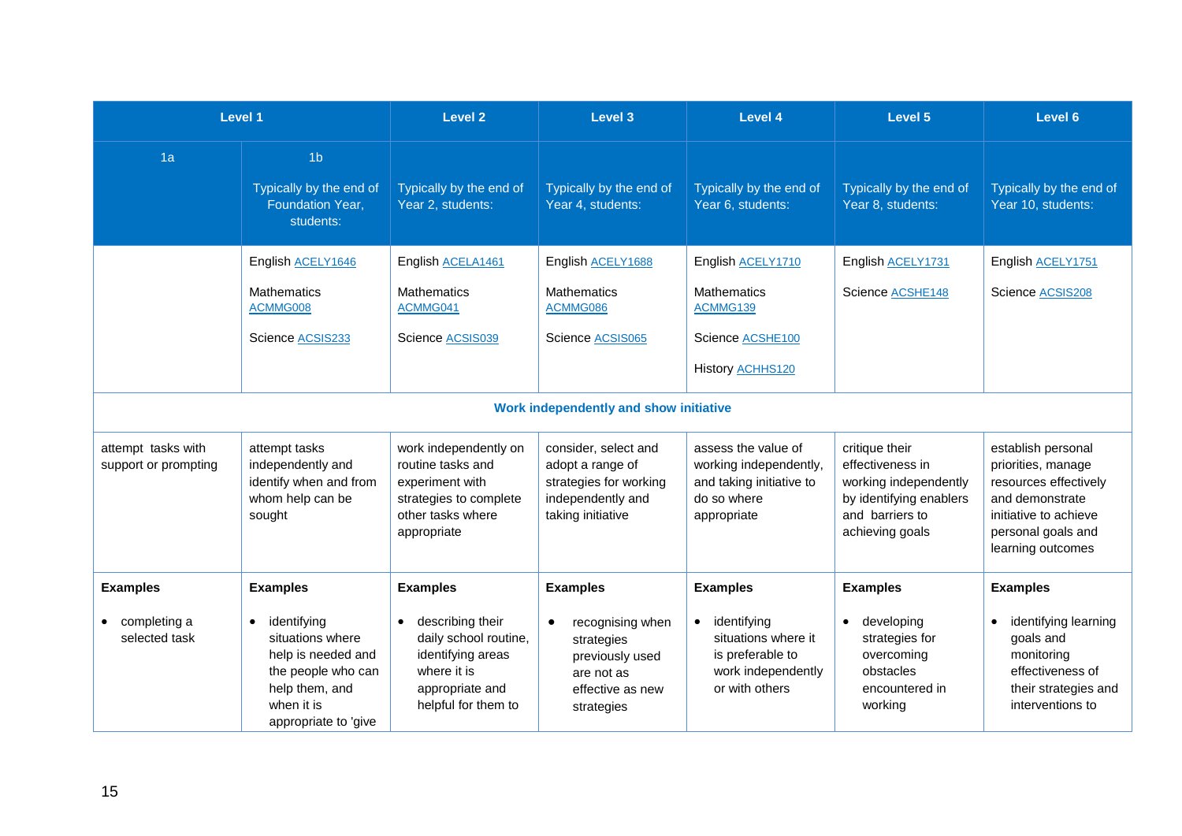| Level 1 | | Level 2 | Level 3 | Level 4 | Level 5 | Level 6 |
|---|---|---|---|---|---|---|
| 1a | 1b<br><br>Typically by the end of Foundation Year, students: | Typically by the end of Year 2, students: | Typically by the end of Year 4, students: | Typically by the end of Year 6, students: | Typically by the end of Year 8, students: | Typically by the end of Year 10, students: |
| | English ACELY1646<br><br>Mathematics ACMMG008<br><br>Science ACSIS233 | English ACELA1461<br><br>Mathematics ACMMG041<br><br>Science ACSIS039 | English ACELY1688<br><br>Mathematics ACMMG086<br><br>Science ACSIS065 | English ACELY1710<br><br>Mathematics ACMMG139<br><br>Science ACSHE100<br><br>History ACHHS120 | English ACELY1731<br><br>Science ACSHE148 | English ACELY1751<br><br>Science ACSIS208 |
| **Work independently and show initiative** | | | | | | |
| attempt tasks with support or prompting | attempt tasks independently and identify when and from whom help can be sought | work independently on routine tasks and experiment with strategies to complete other tasks where appropriate | consider, select and adopt a range of strategies for working independently and taking initiative | assess the value of working independently, and taking initiative to do so where appropriate | critique their effectiveness in working independently by identifying enablers and barriers to achieving goals | establish personal priorities, manage resources effectively and demonstrate initiative to achieve personal goals and learning outcomes |
| **Examples**<br><br>• completing a selected task | **Examples**<br><br>• identifying situations where help is needed and the people who can help them, and when it is appropriate to 'give | **Examples**<br><br>• describing their daily school routine, identifying areas where it is appropriate and helpful for them to | **Examples**<br><br>• recognising when strategies previously used are not as effective as new strategies | **Examples**<br><br>• identifying situations where it is preferable to work independently or with others | **Examples**<br><br>• developing strategies for overcoming obstacles encountered in working | **Examples**<br><br>• identifying learning goals and monitoring effectiveness of their strategies and interventions to |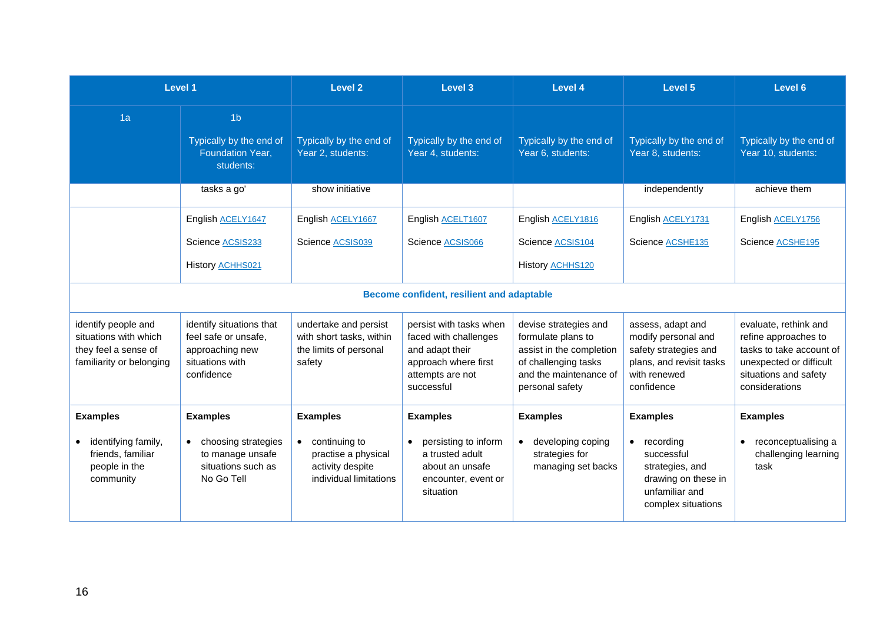| Level 1 | | Level 2 | Level 3 | Level 4 | Level 5 | Level 6 |
|---|---|---|---|---|---|---|
| 1a | 1b<br><br>Typically by the end of Foundation Year, students: | Typically by the end of Year 2, students: | Typically by the end of Year 4, students: | Typically by the end of Year 6, students: | Typically by the end of Year 8, students: | Typically by the end of Year 10, students: |
| | tasks a go' | show initiative | | | independently | achieve them |
| | English ACELY1647<br><br>Science ACSIS233<br><br>History ACHHS021 | English ACELY1667<br><br>Science ACSIS039 | English ACELT1607<br><br>Science ACSIS066 | English ACELY1816<br><br>Science ACSIS104<br><br>History ACHHS120 | English ACELY1731<br><br>Science ACSHE135 | English ACELY1756<br><br>Science ACSHE195 |
| **Become confident, resilient and adaptable** | | | | | | |
| identify people and situations with which they feel a sense of familiarity or belonging | identify situations that feel safe or unsafe, approaching new situations with confidence | undertake and persist with short tasks, within the limits of personal safety | persist with tasks when faced with challenges and adapt their approach where first attempts are not successful | devise strategies and formulate plans to assist in the completion of challenging tasks and the maintenance of personal safety | assess, adapt and modify personal and safety strategies and plans, and revisit tasks with renewed confidence | evaluate, rethink and refine approaches to tasks to take account of unexpected or difficult situations and safety considerations |
| **Examples**<br><br>• identifying family, friends, familiar people in the community | **Examples**<br><br>• choosing strategies to manage unsafe situations such as No Go Tell | **Examples**<br><br>• continuing to practise a physical activity despite individual limitations | **Examples**<br><br>• persisting to inform a trusted adult about an unsafe encounter, event or situation | **Examples**<br><br>• developing coping strategies for managing set backs | **Examples**<br><br>• recording successful strategies, and drawing on these in unfamiliar and complex situations | **Examples**<br><br>• reconceptualising a challenging learning task |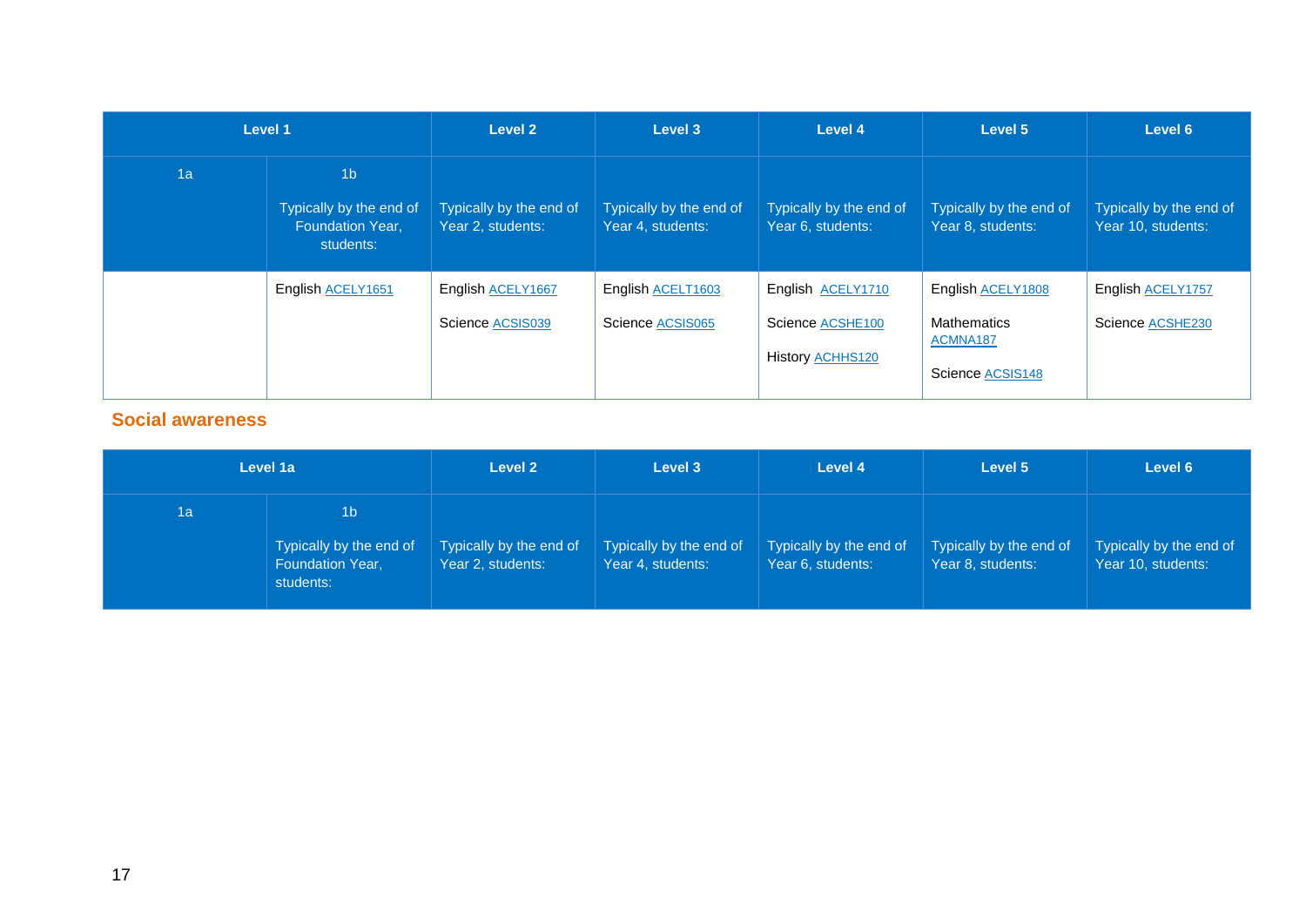| Level 1 | | Level 2 | Level 3 | Level 4 | Level 5 | Level 6 |
|---|---|---|---|---|---|---|
| 1a | 1b<br><br>Typically by the end of Foundation Year, students: | Typically by the end of Year 2, students: | Typically by the end of Year 4, students: | Typically by the end of Year 6, students: | Typically by the end of Year 8, students: | Typically by the end of Year 10, students: |
| | English ACELY1651 | English ACELY1667<br><br>Science ACSIS039 | English ACELT1603<br><br>Science ACSIS065 | English ACELY1710<br><br>Science ACSHE100<br><br>History ACHHS120 | English ACELY1808<br><br>Mathematics ACMNA187<br><br>Science ACSIS148 | English ACELY1757<br><br>Science ACSHE230 |

## Social awareness

| Level 1a | | Level 2 | Level 3 | Level 4 | Level 5 | Level 6 |
|---|---|---|---|---|---|---|
| 1a | 1b<br><br>Typically by the end of Foundation Year, students: | Typically by the end of Year 2, students: | Typically by the end of Year 4, students: | Typically by the end of Year 6, students: | Typically by the end of Year 8, students: | Typically by the end of Year 10, students: |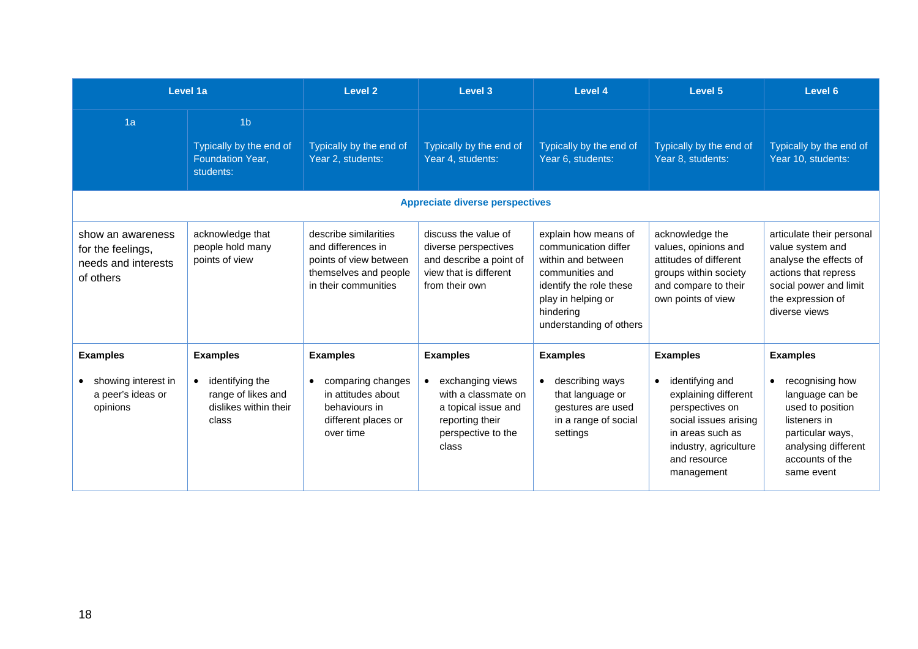| Level 1a | | Level 2 | Level 3 | Level 4 | Level 5 | Level 6 |
|---|---|---|---|---|---|---|
| 1a | 1b<br><br>Typically by the end of Foundation Year, students: | Typically by the end of Year 2, students: | Typically by the end of Year 4, students: | Typically by the end of Year 6, students: | Typically by the end of Year 8, students: | Typically by the end of Year 10, students: |
| **Appreciate diverse perspectives** | | | | | | |
| show an awareness for the feelings, needs and interests of others | acknowledge that people hold many points of view | describe similarities and differences in points of view between themselves and people in their communities | discuss the value of diverse perspectives and describe a point of view that is different from their own | explain how means of communication differ within and between communities and identify the role these play in helping or hindering understanding of others | acknowledge the values, opinions and attitudes of different groups within society and compare to their own points of view | articulate their personal value system and analyse the effects of actions that repress social power and limit the expression of diverse views |
| **Examples**<br><br>• showing interest in a peer's ideas or opinions | **Examples**<br><br>• identifying the range of likes and dislikes within their class | **Examples**<br><br>• comparing changes in attitudes about behaviours in different places or over time | **Examples**<br><br>• exchanging views with a classmate on a topical issue and reporting their perspective to the class | **Examples**<br><br>• describing ways that language or gestures are used in a range of social settings | **Examples**<br><br>• identifying and explaining different perspectives on social issues arising in areas such as industry, agriculture and resource management | **Examples**<br><br>• recognising how language can be used to position listeners in particular ways, analysing different accounts of the same event |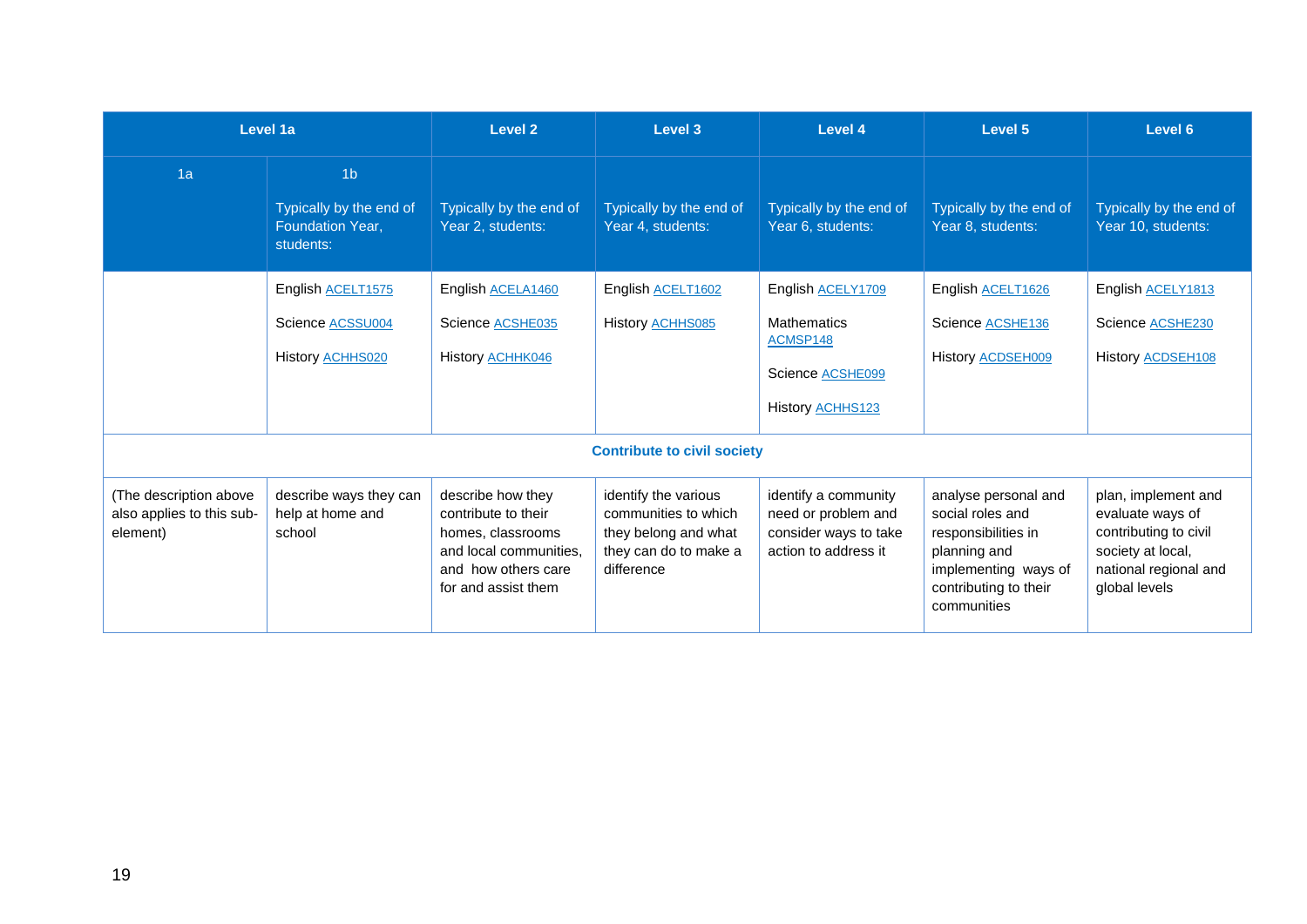| Level 1a | | Level 2 | Level 3 | Level 4 | Level 5 | Level 6 |
|---|---|---|---|---|---|---|
| 1a | 1b<br><br>Typically by the end of Foundation Year, students: | Typically by the end of Year 2, students: | Typically by the end of Year 4, students: | Typically by the end of Year 6, students: | Typically by the end of Year 8, students: | Typically by the end of Year 10, students: |
| | English ACELT1575<br><br>Science ACSSU004<br><br>History ACHHS020 | English ACELA1460<br><br>Science ACSHE035<br><br>History ACHHK046 | English ACELT1602<br><br>History ACHHS085 | English ACELY1709<br><br>Mathematics ACMSP148<br><br>Science ACSHE099<br><br>History ACHHS123 | English ACELT1626<br><br>Science ACSHE136<br><br>History ACDSEH009 | English ACELY1813<br><br>Science ACSHE230<br><br>History ACDSEH108 |
| **Contribute to civil society** | | | | | | |
| (The description above also applies to this sub-element) | describe ways they can help at home and school | describe how they contribute to their homes, classrooms and local communities, and how others care for and assist them | identify the various communities to which they belong and what they can do to make a difference | identify a community need or problem and consider ways to take action to address it | analyse personal and social roles and responsibilities in planning and implementing ways of contributing to their communities | plan, implement and evaluate ways of contributing to civil society at local, national regional and global levels |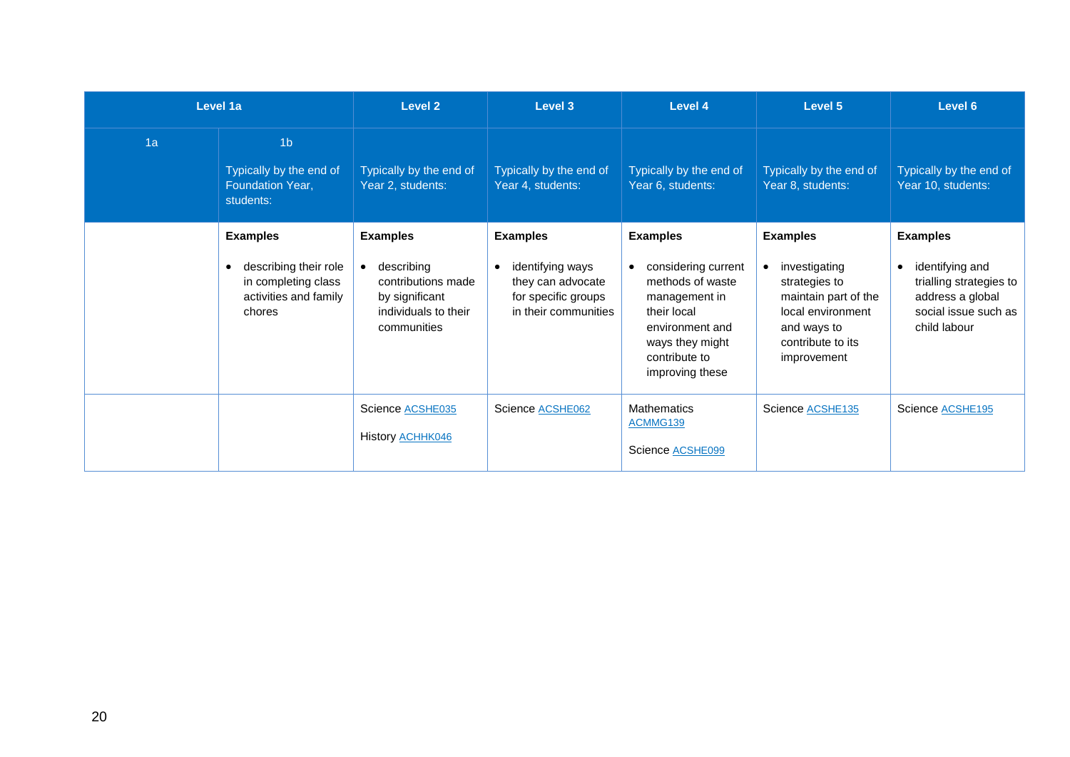| Level 1a | | Level 2 | Level 3 | Level 4 | Level 5 | Level 6 |
|---|---|---|---|---|---|---|
| 1a | 1b<br><br>Typically by the end of Foundation Year, students: | Typically by the end of Year 2, students: | Typically by the end of Year 4, students: | Typically by the end of Year 6, students: | Typically by the end of Year 8, students: | Typically by the end of Year 10, students: |
| | **Examples**<br><br>• describing their role in completing class activities and family chores | **Examples**<br><br>• describing contributions made by significant individuals to their communities | **Examples**<br><br>• identifying ways they can advocate for specific groups in their communities | **Examples**<br><br>• considering current methods of waste management in their local environment and ways they might contribute to improving these | **Examples**<br><br>• investigating strategies to maintain part of the local environment and ways to contribute to its improvement | **Examples**<br><br>• identifying and trialling strategies to address a global social issue such as child labour |
| | | Science ACSHE035<br><br>History ACHHK046 | Science ACSHE062 | Mathematics ACMMG139<br><br>Science ACSHE099 | Science ACSHE135 | Science ACSHE195 |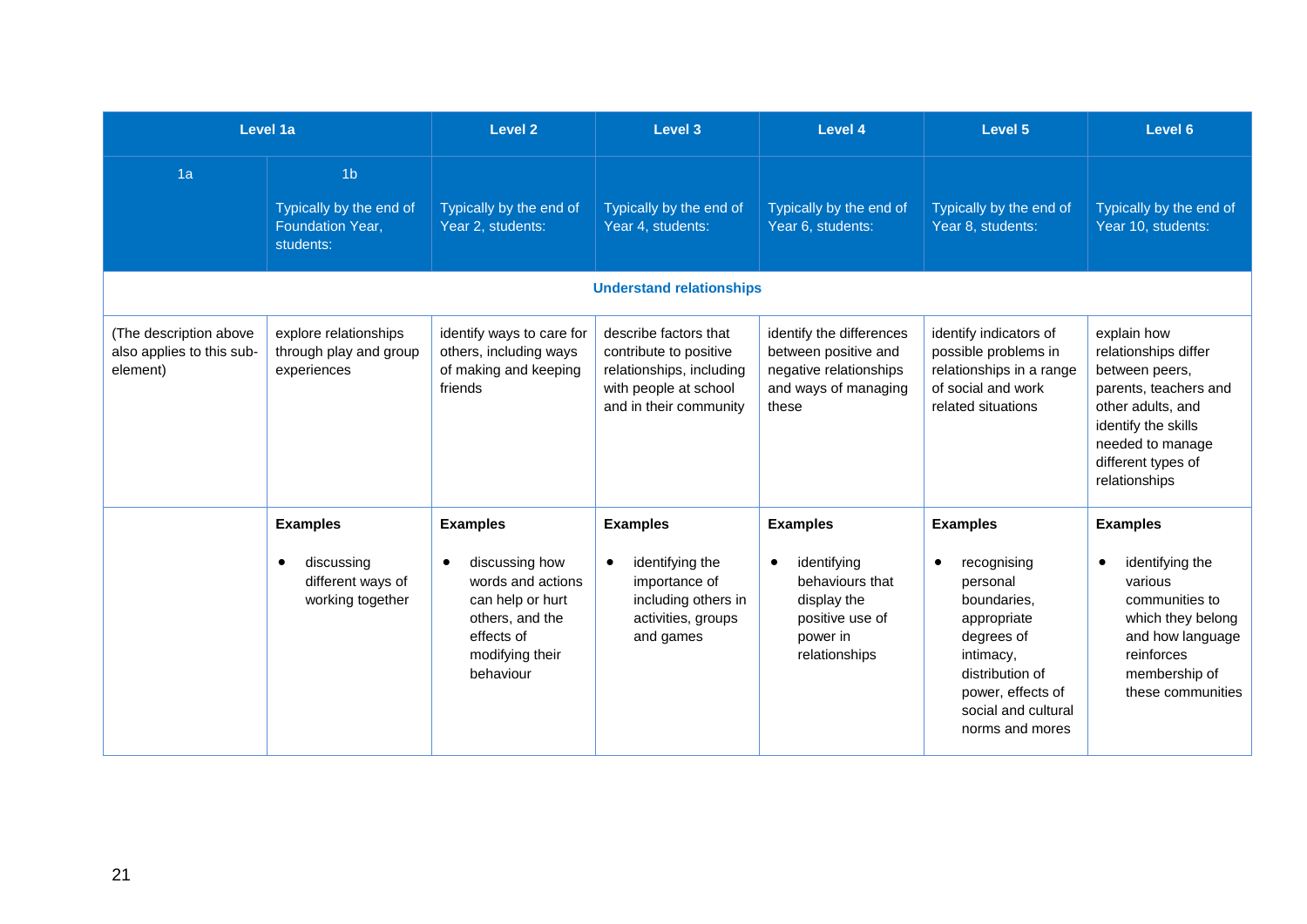| Level 1a | | Level 2 | Level 3 | Level 4 | Level 5 | Level 6 |
|---|---|---|---|---|---|---|
| 1a | 1b<br><br>Typically by the end of Foundation Year, students: | Typically by the end of Year 2, students: | Typically by the end of Year 4, students: | Typically by the end of Year 6, students: | Typically by the end of Year 8, students: | Typically by the end of Year 10, students: |
| **Understand relationships** | | | | | | |
| (The description above also applies to this sub-element) | explore relationships through play and group experiences | identify ways to care for others, including ways of making and keeping friends | describe factors that contribute to positive relationships, including with people at school and in their community | identify the differences between positive and negative relationships and ways of managing these | identify indicators of possible problems in relationships in a range of social and work related situations | explain how relationships differ between peers, parents, teachers and other adults, and identify the skills needed to manage different types of relationships |
| | **Examples**<br><br>• discussing different ways of working together | **Examples**<br><br>• discussing how words and actions can help or hurt others, and the effects of modifying their behaviour | **Examples**<br><br>• identifying the importance of including others in activities, groups and games | **Examples**<br><br>• identifying behaviours that display the positive use of power in relationships | **Examples**<br><br>• recognising personal boundaries, appropriate degrees of intimacy, distribution of power, effects of social and cultural norms and mores | **Examples**<br><br>• identifying the various communities to which they belong and how language reinforces membership of these communities |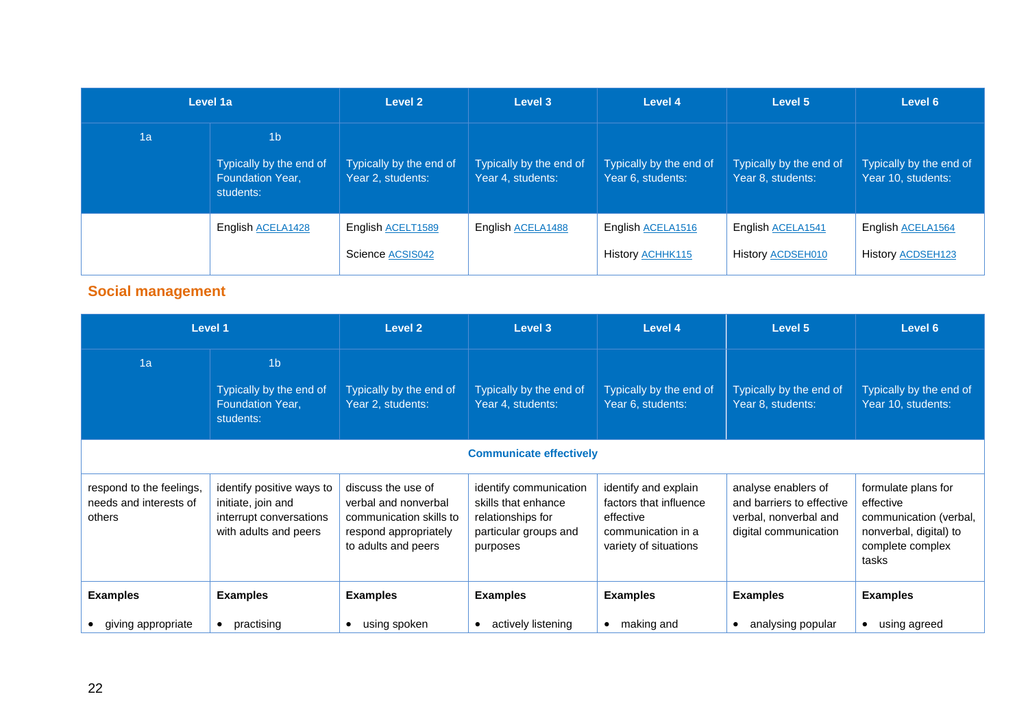| Level 1a | | Level 2 | Level 3 | Level 4 | Level 5 | Level 6 |
|---|---|---|---|---|---|---|
| 1a | 1b<br><br>Typically by the end of Foundation Year, students: | Typically by the end of Year 2, students: | Typically by the end of Year 4, students: | Typically by the end of Year 6, students: | Typically by the end of Year 8, students: | Typically by the end of Year 10, students: |
| | English ACELA1428 | English ACELT1589<br><br>Science ACSIS042 | English ACELA1488 | English ACELA1516<br><br>History ACHHK115 | English ACELA1541<br><br>History ACDSEH010 | English ACELA1564<br><br>History ACDSEH123 |

## Social management

| Level 1 | | Level 2 | Level 3 | Level 4 | Level 5 | Level 6 |
|---|---|---|---|---|---|---|
| 1a | 1b<br><br>Typically by the end of Foundation Year, students: | Typically by the end of Year 2, students: | Typically by the end of Year 4, students: | Typically by the end of Year 6, students: | Typically by the end of Year 8, students: | Typically by the end of Year 10, students: |
| **Communicate effectively** | | | | | | |
| respond to the feelings, needs and interests of others | identify positive ways to initiate, join and interrupt conversations with adults and peers | discuss the use of verbal and nonverbal communication skills to respond appropriately to adults and peers | identify communication skills that enhance relationships for particular groups and purposes | identify and explain factors that influence effective communication in a variety of situations | analyse enablers of and barriers to effective verbal, nonverbal and digital communication | formulate plans for effective communication (verbal, nonverbal, digital) to complete complex tasks |
| **Examples**<br><br>• giving appropriate | **Examples**<br><br>• practising | **Examples**<br><br>• using spoken | **Examples**<br><br>• actively listening | **Examples**<br><br>• making and | **Examples**<br><br>• analysing popular | **Examples**<br><br>• using agreed |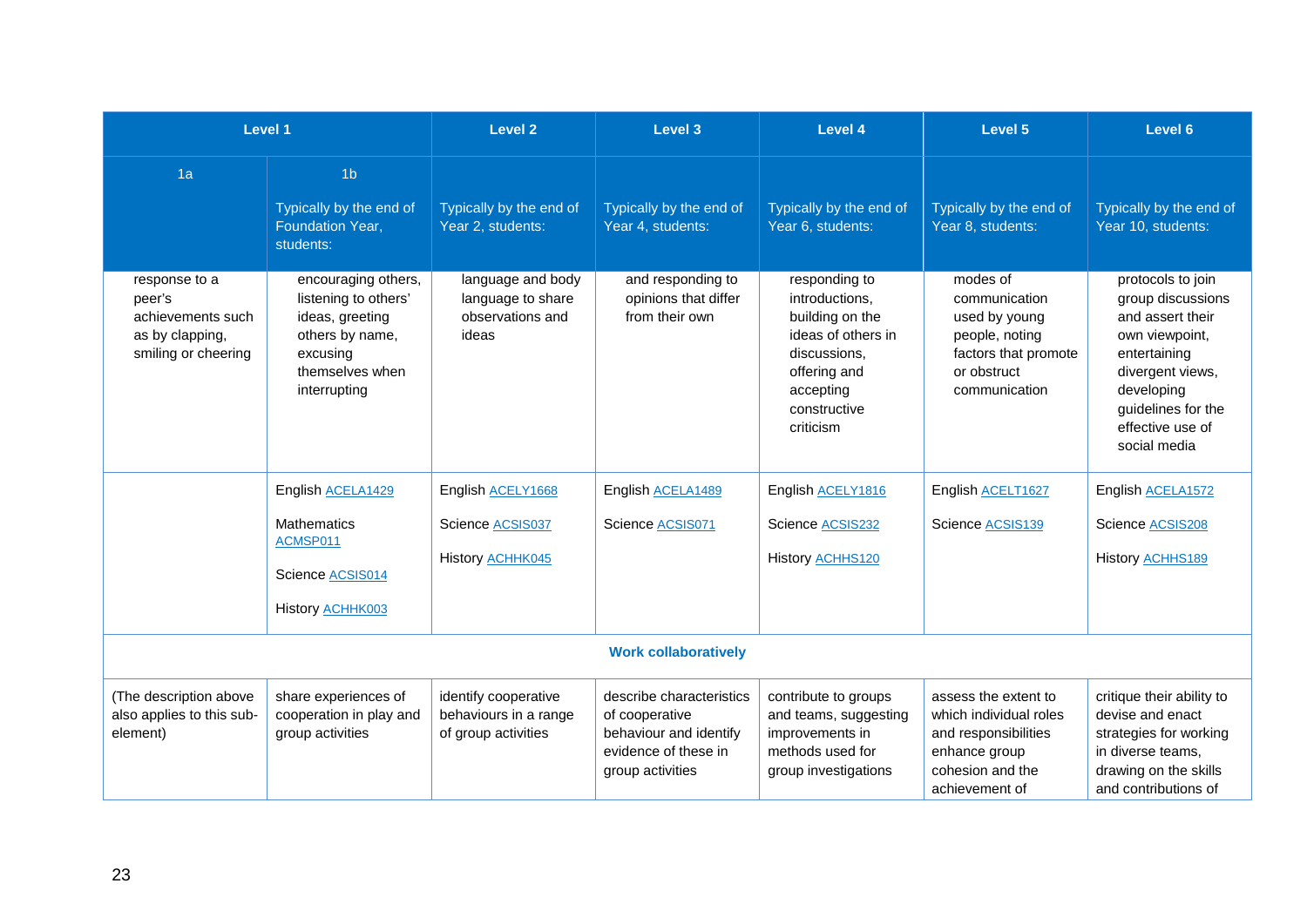| Level 1 | | Level 2 | Level 3 | Level 4 | Level 5 | Level 6 |
|---|---|---|---|---|---|---|
| 1a | 1b<br><br>Typically by the end of Foundation Year, students: | Typically by the end of Year 2, students: | Typically by the end of Year 4, students: | Typically by the end of Year 6, students: | Typically by the end of Year 8, students: | Typically by the end of Year 10, students: |
| response to a peer's achievements such as by clapping, smiling or cheering | encouraging others, listening to others' ideas, greeting others by name, excusing themselves when interrupting | language and body language to share observations and ideas | and responding to opinions that differ from their own | responding to introductions, building on the ideas of others in discussions, offering and accepting constructive criticism | modes of communication used by young people, noting factors that promote or obstruct communication | protocols to join group discussions and assert their own viewpoint, entertaining divergent views, developing guidelines for the effective use of social media |
| | English ACELA1429<br><br>Mathematics ACMSP011<br><br>Science ACSIS014<br><br>History ACHHK003 | English ACELY1668<br><br>Science ACSIS037<br><br>History ACHHK045 | English ACELA1489<br><br>Science ACSIS071 | English ACELY1816<br><br>Science ACSIS232<br><br>History ACHHS120 | English ACELT1627<br><br>Science ACSIS139 | English ACELA1572<br><br>Science ACSIS208<br><br>History ACHHS189 |
| **Work collaboratively** | | | | | | |
| (The description above also applies to this sub-element) | share experiences of cooperation in play and group activities | identify cooperative behaviours in a range of group activities | describe characteristics of cooperative behaviour and identify evidence of these in group activities | contribute to groups and teams, suggesting improvements in methods used for group investigations | assess the extent to which individual roles and responsibilities enhance group cohesion and the achievement of | critique their ability to devise and enact strategies for working in diverse teams, drawing on the skills and contributions of |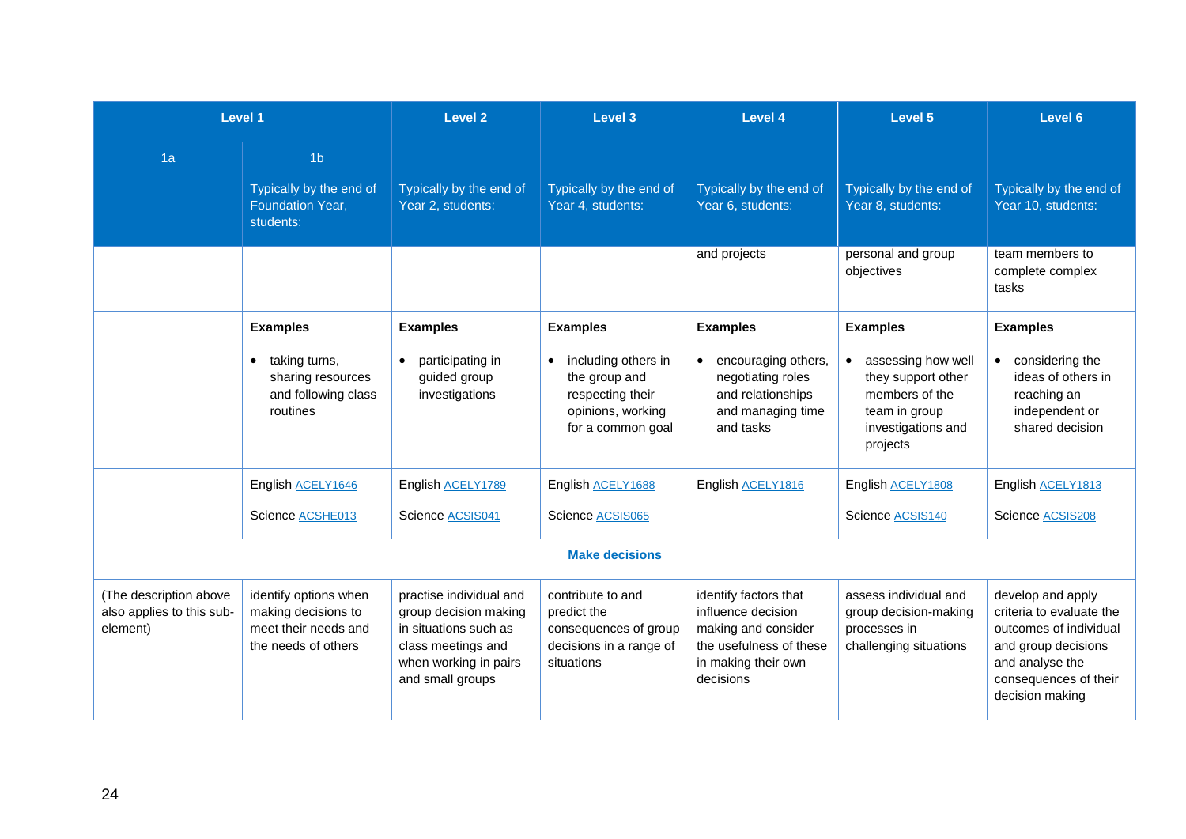| Level 1 | | Level 2 | Level 3 | Level 4 | Level 5 | Level 6 |
|---|---|---|---|---|---|---|
| 1a | 1b<br><br>Typically by the end of Foundation Year, students: | Typically by the end of Year 2, students: | Typically by the end of Year 4, students: | Typically by the end of Year 6, students: | Typically by the end of Year 8, students: | Typically by the end of Year 10, students: |
| | | | | and projects | personal and group objectives | team members to complete complex tasks |
| | **Examples**<br><br>• taking turns, sharing resources and following class routines | **Examples**<br><br>• participating in guided group investigations | **Examples**<br><br>• including others in the group and respecting their opinions, working for a common goal | **Examples**<br><br>• encouraging others, negotiating roles and relationships and managing time and tasks | **Examples**<br><br>• assessing how well they support other members of the team in group investigations and projects | **Examples**<br><br>• considering the ideas of others in reaching an independent or shared decision |
| | English ACELY1646<br><br>Science ACSHE013 | English ACELY1789<br><br>Science ACSIS041 | English ACELY1688<br><br>Science ACSIS065 | English ACELY1816 | English ACELY1808<br><br>Science ACSIS140 | English ACELY1813<br><br>Science ACSIS208 |
| | | | **Make decisions** | | | |
| (The description above also applies to this sub-element) | identify options when making decisions to meet their needs and the needs of others | practise individual and group decision making in situations such as class meetings and when working in pairs and small groups | contribute to and predict the consequences of group decisions in a range of situations | identify factors that influence decision making and consider the usefulness of these in making their own decisions | assess individual and group decision-making processes in challenging situations | develop and apply criteria to evaluate the outcomes of individual and group decisions and analyse the consequences of their decision making |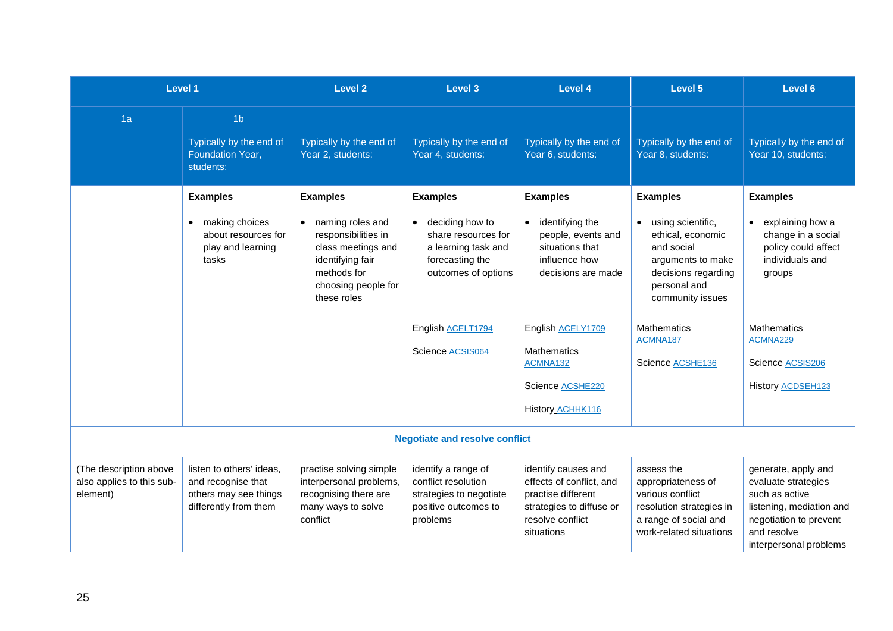| Level 1 | | Level 2 | Level 3 | Level 4 | Level 5 | Level 6 |
|---|---|---|---|---|---|---|
| 1a | 1b<br><br>Typically by the end of Foundation Year, students: | Typically by the end of Year 2, students: | Typically by the end of Year 4, students: | Typically by the end of Year 6, students: | Typically by the end of Year 8, students: | Typically by the end of Year 10, students: |
| | **Examples**<br><br>• making choices about resources for play and learning tasks | **Examples**<br><br>• naming roles and responsibilities in class meetings and identifying fair methods for choosing people for these roles | **Examples**<br><br>• deciding how to share resources for a learning task and forecasting the outcomes of options | **Examples**<br><br>• identifying the people, events and situations that influence how decisions are made | **Examples**<br><br>• using scientific, ethical, economic and social arguments to make decisions regarding personal and community issues | **Examples**<br><br>• explaining how a change in a social policy could affect individuals and groups |
| | | | English ACELT1794<br><br>Science ACSIS064 | English ACELY1709<br><br>Mathematics ACMNA132<br><br>Science ACSHE220<br><br>History ACHHK116 | Mathematics ACMNA187<br><br>Science ACSHE136 | Mathematics ACMNA229<br><br>Science ACSIS206<br><br>History ACDSEH123 |
| **Negotiate and resolve conflict** | | | | | | |
| (The description above also applies to this sub-element) | listen to others' ideas, and recognise that others may see things differently from them | practise solving simple interpersonal problems, recognising there are many ways to solve conflict | identify a range of conflict resolution strategies to negotiate positive outcomes to problems | identify causes and effects of conflict, and practise different strategies to diffuse or resolve conflict situations | assess the appropriateness of various conflict resolution strategies in a range of social and work-related situations | generate, apply and evaluate strategies such as active listening, mediation and negotiation to prevent and resolve interpersonal problems |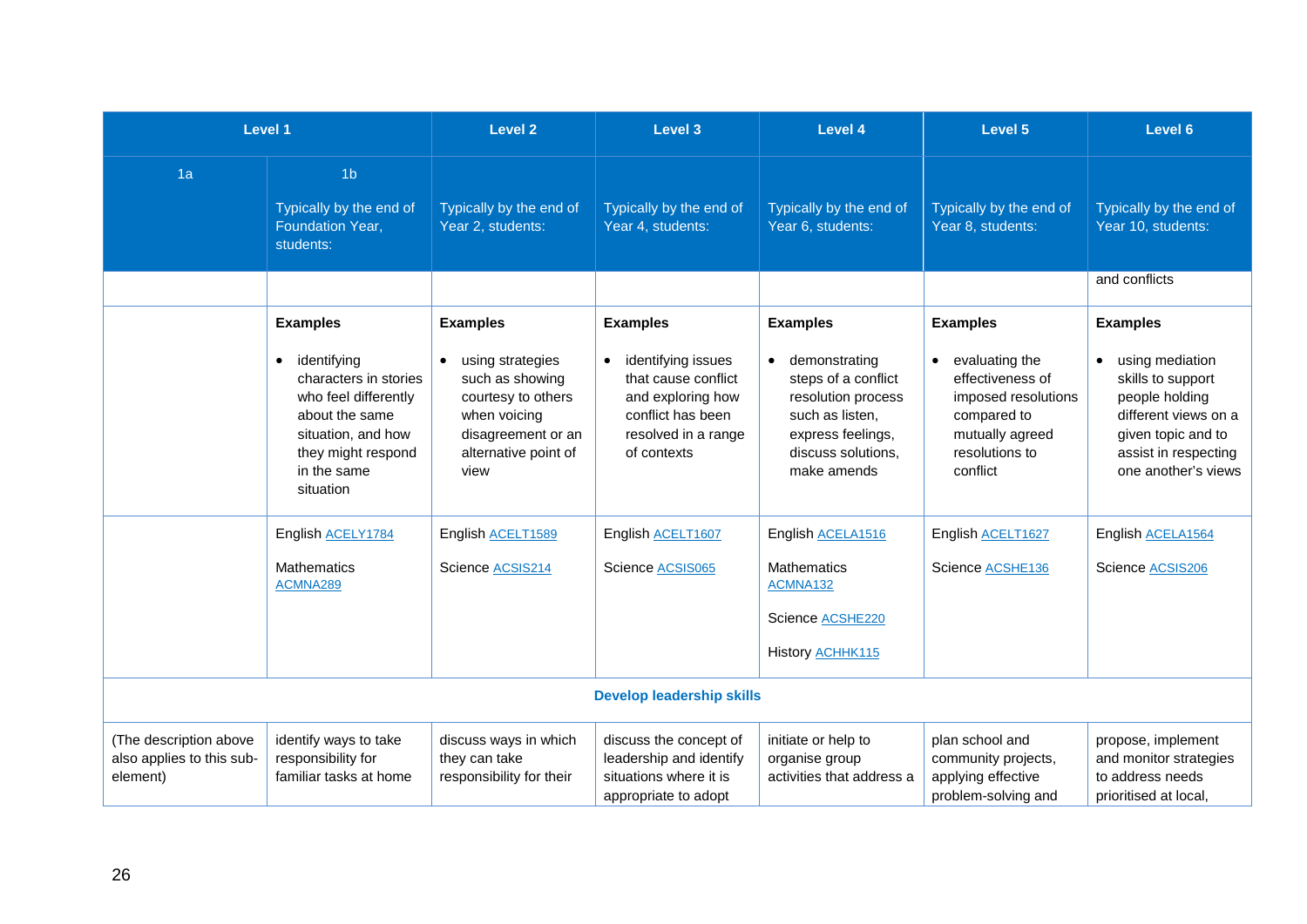| Level 1 | | Level 2 | Level 3 | Level 4 | Level 5 | Level 6 |
|---|---|---|---|---|---|---|
| 1a | 1b<br><br>Typically by the end of Foundation Year, students: | Typically by the end of Year 2, students: | Typically by the end of Year 4, students: | Typically by the end of Year 6, students: | Typically by the end of Year 8, students: | Typically by the end of Year 10, students: |
| | | | | | | and conflicts |
| | **Examples**<br><br>• identifying characters in stories who feel differently about the same situation, and how they might respond in the same situation | **Examples**<br><br>• using strategies such as showing courtesy to others when voicing disagreement or an alternative point of view | **Examples**<br><br>• identifying issues that cause conflict and exploring how conflict has been resolved in a range of contexts | **Examples**<br><br>• demonstrating steps of a conflict resolution process such as listen, express feelings, discuss solutions, make amends | **Examples**<br><br>• evaluating the effectiveness of imposed resolutions compared to mutually agreed resolutions to conflict | **Examples**<br><br>• using mediation skills to support people holding different views on a given topic and to assist in respecting one another's views |
| | English ACELY1784<br><br>Mathematics ACMNA289 | English ACELT1589<br><br>Science ACSIS214 | English ACELT1607<br><br>Science ACSIS065 | English ACELA1516<br><br>Mathematics ACMNA132<br><br>Science ACSHE220<br><br>History ACHHK115 | English ACELT1627<br><br>Science ACSHE136 | English ACELA1564<br><br>Science ACSIS206 |
| **Develop leadership skills** | | | | | | |
| (The description above also applies to this sub-element) | identify ways to take responsibility for familiar tasks at home | discuss ways in which they can take responsibility for their | discuss the concept of leadership and identify situations where it is appropriate to adopt | initiate or help to organise group activities that address a | plan school and community projects, applying effective problem-solving and | propose, implement and monitor strategies to address needs prioritised at local, |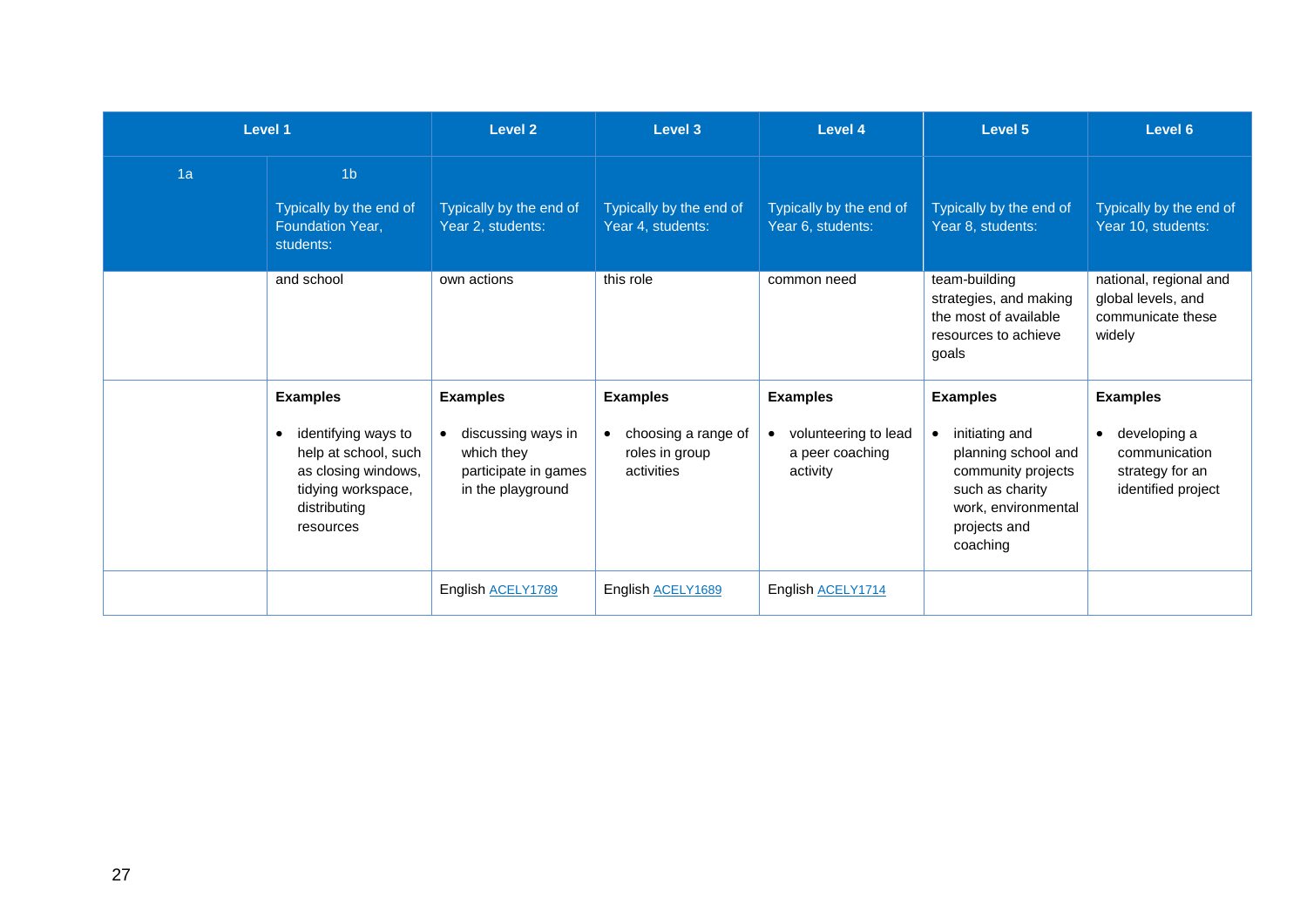| Level 1 | | Level 2 | Level 3 | Level 4 | Level 5 | Level 6 |
|---|---|---|---|---|---|---|
| 1a | 1b<br><br>Typically by the end of Foundation Year, students: | Typically by the end of Year 2, students: | Typically by the end of Year 4, students: | Typically by the end of Year 6, students: | Typically by the end of Year 8, students: | Typically by the end of Year 10, students: |
| | and school | own actions | this role | common need | team-building strategies, and making the most of available resources to achieve goals | national, regional and global levels, and communicate these widely |
| | **Examples**<br><br>• identifying ways to help at school, such as closing windows, tidying workspace, distributing resources | **Examples**<br><br>• discussing ways in which they participate in games in the playground | **Examples**<br><br>• choosing a range of roles in group activities | **Examples**<br><br>• volunteering to lead a peer coaching activity | **Examples**<br><br>• initiating and planning school and community projects such as charity work, environmental projects and coaching | **Examples**<br><br>• developing a communication strategy for an identified project |
| | | English ACELY1789 | English ACELY1689 | English ACELY1714 | | |